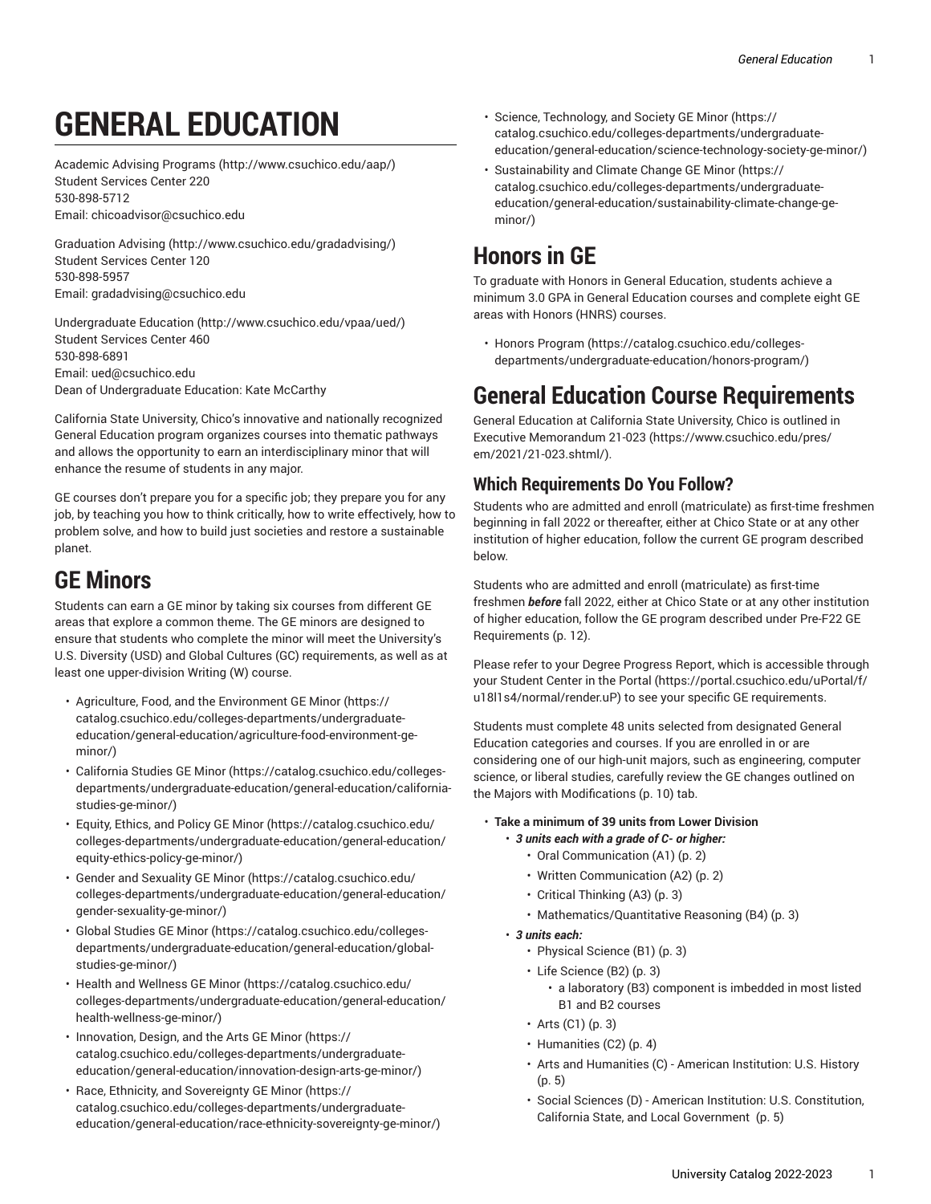# GENERAL EDUCATION

Academic Advising Programs (http://www.csuchico.edu/aap/)
Student Services Center 220
530-898-5712
Email: chicoadvisor@csuchico.edu

Graduation Advising (http://www.csuchico.edu/gradadvising/)
Student Services Center 120
530-898-5957
Email: gradadvising@csuchico.edu

Undergraduate Education (http://www.csuchico.edu/vpaa/ued/)
Student Services Center 460
530-898-6891
Email: ued@csuchico.edu
Dean of Undergraduate Education: Kate McCarthy

California State University, Chico's innovative and nationally recognized General Education program organizes courses into thematic pathways and allows the opportunity to earn an interdisciplinary minor that will enhance the resume of students in any major.

GE courses don't prepare you for a specific job; they prepare you for any job, by teaching you how to think critically, how to write effectively, how to problem solve, and how to build just societies and restore a sustainable planet.

## GE Minors

Students can earn a GE minor by taking six courses from different GE areas that explore a common theme. The GE minors are designed to ensure that students who complete the minor will meet the University's U.S. Diversity (USD) and Global Cultures (GC) requirements, as well as at least one upper-division Writing (W) course.

- Agriculture, Food, and the Environment GE Minor (https://catalog.csuchico.edu/colleges-departments/undergraduate-education/general-education/agriculture-food-environment-ge-minor/)
- California Studies GE Minor (https://catalog.csuchico.edu/colleges-departments/undergraduate-education/general-education/california-studies-ge-minor/)
- Equity, Ethics, and Policy GE Minor (https://catalog.csuchico.edu/colleges-departments/undergraduate-education/general-education/equity-ethics-policy-ge-minor/)
- Gender and Sexuality GE Minor (https://catalog.csuchico.edu/colleges-departments/undergraduate-education/general-education/gender-sexuality-ge-minor/)
- Global Studies GE Minor (https://catalog.csuchico.edu/colleges-departments/undergraduate-education/general-education/global-studies-ge-minor/)
- Health and Wellness GE Minor (https://catalog.csuchico.edu/colleges-departments/undergraduate-education/general-education/health-wellness-ge-minor/)
- Innovation, Design, and the Arts GE Minor (https://catalog.csuchico.edu/colleges-departments/undergraduate-education/general-education/innovation-design-arts-ge-minor/)
- Race, Ethnicity, and Sovereignty GE Minor (https://catalog.csuchico.edu/colleges-departments/undergraduate-education/general-education/race-ethnicity-sovereignty-ge-minor/)
- Science, Technology, and Society GE Minor (https://catalog.csuchico.edu/colleges-departments/undergraduate-education/general-education/science-technology-society-ge-minor/)
- Sustainability and Climate Change GE Minor (https://catalog.csuchico.edu/colleges-departments/undergraduate-education/general-education/sustainability-climate-change-ge-minor/)

## Honors in GE

To graduate with Honors in General Education, students achieve a minimum 3.0 GPA in General Education courses and complete eight GE areas with Honors (HNRS) courses.

- Honors Program (https://catalog.csuchico.edu/colleges-departments/undergraduate-education/honors-program/)

## General Education Course Requirements

General Education at California State University, Chico is outlined in Executive Memorandum 21-023 (https://www.csuchico.edu/pres/em/2021/21-023.shtml/).

### Which Requirements Do You Follow?

Students who are admitted and enroll (matriculate) as first-time freshmen beginning in fall 2022 or thereafter, either at Chico State or at any other institution of higher education, follow the current GE program described below.

Students who are admitted and enroll (matriculate) as first-time freshmen ***before*** fall 2022, either at Chico State or at any other institution of higher education, follow the GE program described under Pre-F22 GE Requirements (p. 12).

Please refer to your Degree Progress Report, which is accessible through your Student Center in the Portal (https://portal.csuchico.edu/uPortal/f/u18l1s4/normal/render.uP) to see your specific GE requirements.

Students must complete 48 units selected from designated General Education categories and courses. If you are enrolled in or are considering one of our high-unit majors, such as engineering, computer science, or liberal studies, carefully review the GE changes outlined on the Majors with Modifications (p. 10) tab.

- **Take a minimum of 39 units from Lower Division**
  - ***3 units each with a grade of C- or higher:***
    - Oral Communication (A1) (p. 2)
    - Written Communication (A2) (p. 2)
    - Critical Thinking (A3) (p. 3)
    - Mathematics/Quantitative Reasoning (B4) (p. 3)
  - ***3 units each:***
    - Physical Science (B1) (p. 3)
    - Life Science (B2) (p. 3)
      - a laboratory (B3) component is imbedded in most listed B1 and B2 courses
    - Arts (C1) (p. 3)
    - Humanities (C2) (p. 4)
    - Arts and Humanities (C) - American Institution: U.S. History (p. 5)
    - Social Sciences (D) - American Institution: U.S. Constitution, California State, and Local Government (p. 5)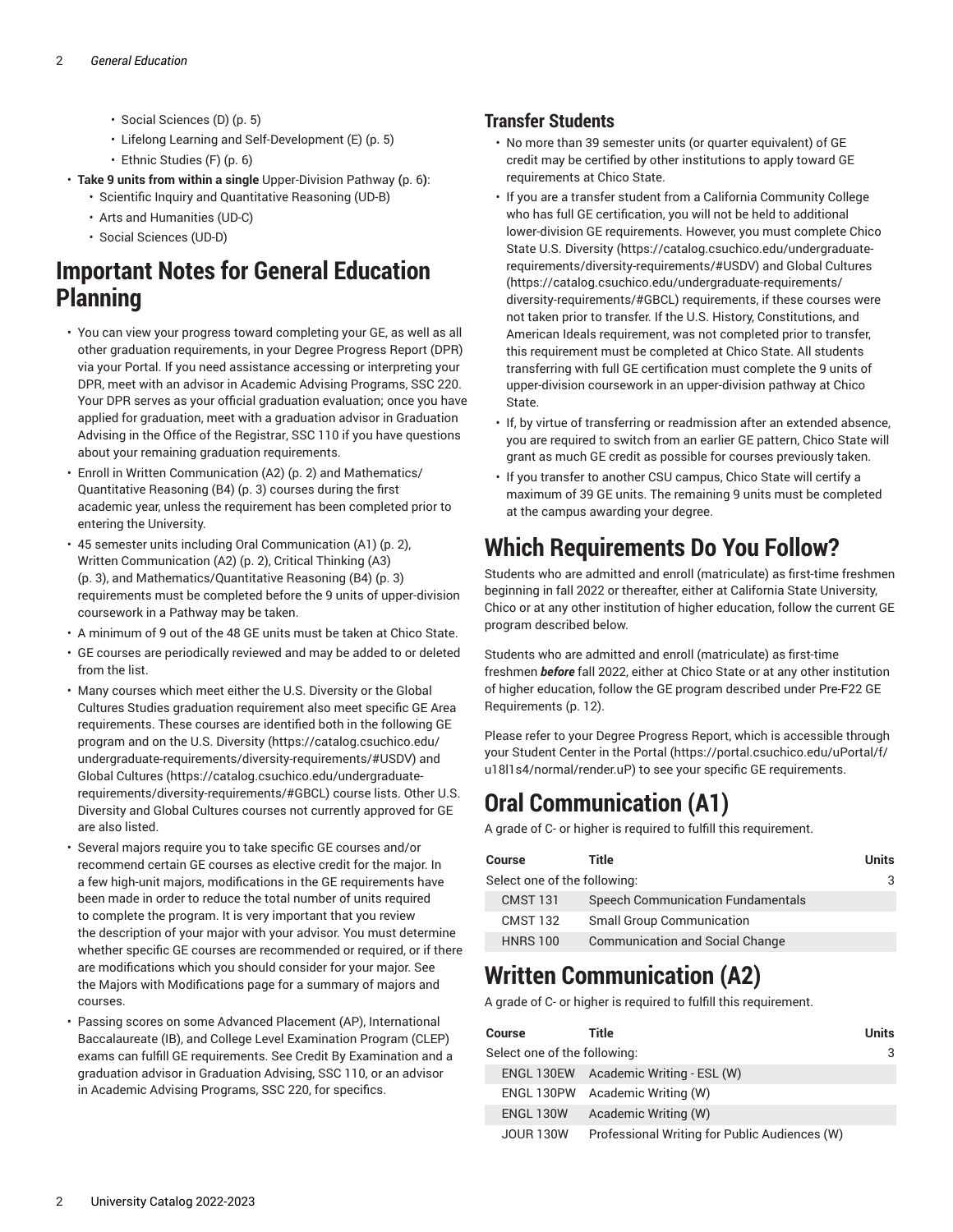- Social Sciences (D) (p. 5)
- Lifelong Learning and Self-Development (E) (p. 5)
- Ethnic Studies (F) (p. 6)

- **Take 9 units from within a single** Upper-Division Pathway **(**p. 6**)**:
  - Scientific Inquiry and Quantitative Reasoning (UD-B)
  - Arts and Humanities (UD-C)
  - Social Sciences (UD-D)

# Important Notes for General Education Planning

- You can view your progress toward completing your GE, as well as all other graduation requirements, in your Degree Progress Report (DPR) via your Portal. If you need assistance accessing or interpreting your DPR, meet with an advisor in Academic Advising Programs, SSC 220. Your DPR serves as your official graduation evaluation; once you have applied for graduation, meet with a graduation advisor in Graduation Advising in the Office of the Registrar, SSC 110 if you have questions about your remaining graduation requirements.
- Enroll in Written Communication (A2) (p. 2) and Mathematics/Quantitative Reasoning (B4) (p. 3) courses during the first academic year, unless the requirement has been completed prior to entering the University.
- 45 semester units including Oral Communication (A1) (p. 2), Written Communication (A2) (p. 2), Critical Thinking (A3) (p. 3), and Mathematics/Quantitative Reasoning (B4) (p. 3) requirements must be completed before the 9 units of upper-division coursework in a Pathway may be taken.
- A minimum of 9 out of the 48 GE units must be taken at Chico State.
- GE courses are periodically reviewed and may be added to or deleted from the list.
- Many courses which meet either the U.S. Diversity or the Global Cultures Studies graduation requirement also meet specific GE Area requirements. These courses are identified both in the following GE program and on the U.S. Diversity (https://catalog.csuchico.edu/undergraduate-requirements/diversity-requirements/#USDV) and Global Cultures (https://catalog.csuchico.edu/undergraduate-requirements/diversity-requirements/#GBCL) course lists. Other U.S. Diversity and Global Cultures courses not currently approved for GE are also listed.
- Several majors require you to take specific GE courses and/or recommend certain GE courses as elective credit for the major. In a few high-unit majors, modifications in the GE requirements have been made in order to reduce the total number of units required to complete the program. It is very important that you review the description of your major with your advisor. You must determine whether specific GE courses are recommended or required, or if there are modifications which you should consider for your major. See the Majors with Modifications page for a summary of majors and courses.
- Passing scores on some Advanced Placement (AP), International Baccalaureate (IB), and College Level Examination Program (CLEP) exams can fulfill GE requirements. See Credit By Examination and a graduation advisor in Graduation Advising, SSC 110, or an advisor in Academic Advising Programs, SSC 220, for specifics.

### Transfer Students

- No more than 39 semester units (or quarter equivalent) of GE credit may be certified by other institutions to apply toward GE requirements at Chico State.
- If you are a transfer student from a California Community College who has full GE certification, you will not be held to additional lower-division GE requirements. However, you must complete Chico State U.S. Diversity (https://catalog.csuchico.edu/undergraduate-requirements/diversity-requirements/#USDV) and Global Cultures (https://catalog.csuchico.edu/undergraduate-requirements/diversity-requirements/#GBCL) requirements, if these courses were not taken prior to transfer. If the U.S. History, Constitutions, and American Ideals requirement, was not completed prior to transfer, this requirement must be completed at Chico State. All students transferring with full GE certification must complete the 9 units of upper-division coursework in an upper-division pathway at Chico State.
- If, by virtue of transferring or readmission after an extended absence, you are required to switch from an earlier GE pattern, Chico State will grant as much GE credit as possible for courses previously taken.
- If you transfer to another CSU campus, Chico State will certify a maximum of 39 GE units. The remaining 9 units must be completed at the campus awarding your degree.

# Which Requirements Do You Follow?

Students who are admitted and enroll (matriculate) as first-time freshmen beginning in fall 2022 or thereafter, either at California State University, Chico or at any other institution of higher education, follow the current GE program described below.

Students who are admitted and enroll (matriculate) as first-time freshmen ***before*** fall 2022, either at Chico State or at any other institution of higher education, follow the GE program described under Pre-F22 GE Requirements (p. 12).

Please refer to your Degree Progress Report, which is accessible through your Student Center in the Portal (https://portal.csuchico.edu/uPortal/f/u18l1s4/normal/render.uP) to see your specific GE requirements.

# Oral Communication (A1)

A grade of C- or higher is required to fulfill this requirement.

| Course | Title | Units |
|---|---|---|
| Select one of the following: | | 3 |
| CMST 131 | Speech Communication Fundamentals | |
| CMST 132 | Small Group Communication | |
| HNRS 100 | Communication and Social Change | |

# Written Communication (A2)

A grade of C- or higher is required to fulfill this requirement.

| Course | Title | Units |
|---|---|---|
| Select one of the following: | | 3 |
| ENGL 130EW | Academic Writing - ESL (W) | |
| ENGL 130PW | Academic Writing (W) | |
| ENGL 130W | Academic Writing (W) | |
| JOUR 130W | Professional Writing for Public Audiences (W) | |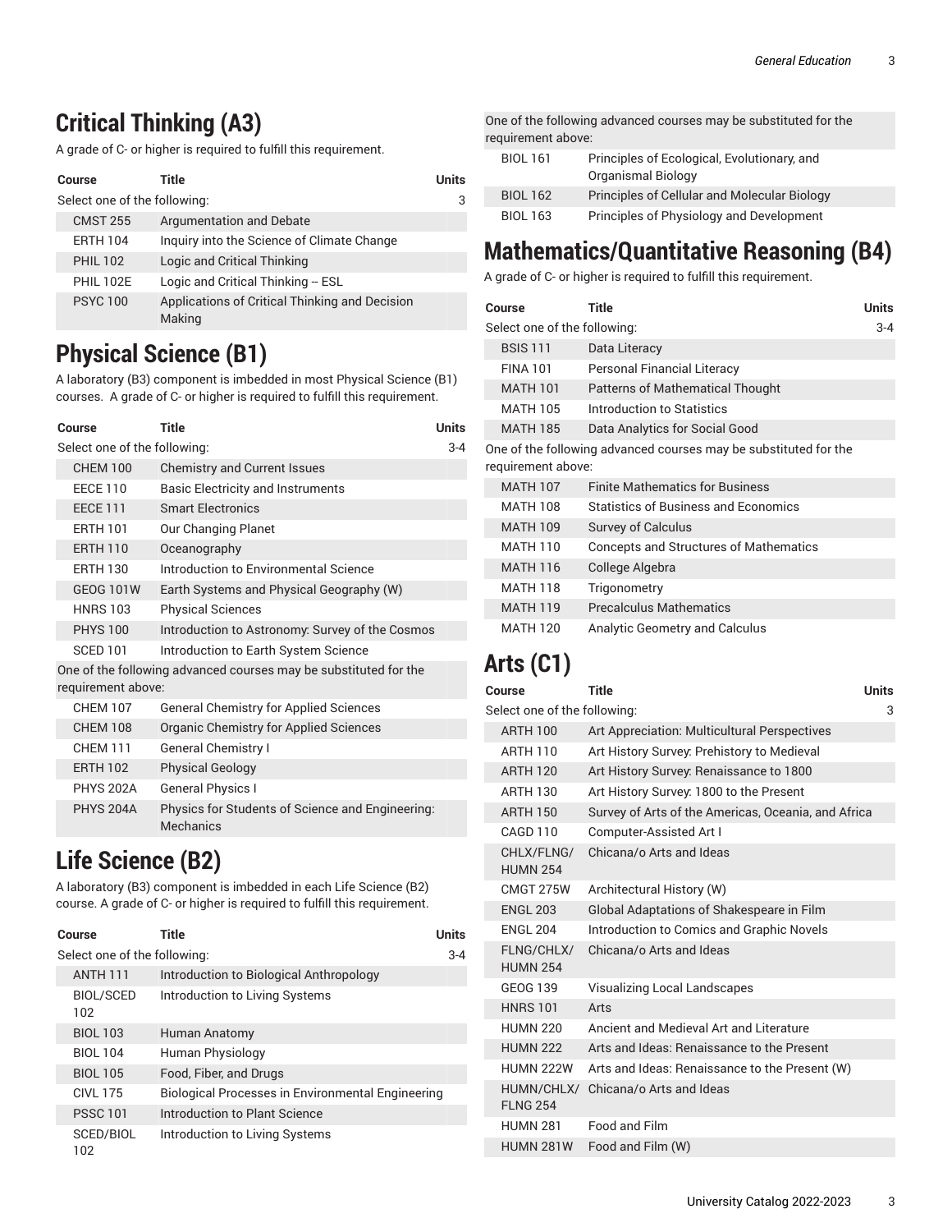## Critical Thinking (A3)

A grade of C- or higher is required to fulfill this requirement.

| Course | Title | Units |
|---|---|---|
| Select one of the following: | | 3 |
| CMST 255 | Argumentation and Debate | |
| ERTH 104 | Inquiry into the Science of Climate Change | |
| PHIL 102 | Logic and Critical Thinking | |
| PHIL 102E | Logic and Critical Thinking -- ESL | |
| PSYC 100 | Applications of Critical Thinking and Decision Making | |

## Physical Science (B1)

A laboratory (B3) component is imbedded in most Physical Science (B1) courses. A grade of C- or higher is required to fulfill this requirement.

| Course | Title | Units |
|---|---|---|
| Select one of the following: | | 3-4 |
| CHEM 100 | Chemistry and Current Issues | |
| EECE 110 | Basic Electricity and Instruments | |
| EECE 111 | Smart Electronics | |
| ERTH 101 | Our Changing Planet | |
| ERTH 110 | Oceanography | |
| ERTH 130 | Introduction to Environmental Science | |
| GEOG 101W | Earth Systems and Physical Geography (W) | |
| HNRS 103 | Physical Sciences | |
| PHYS 100 | Introduction to Astronomy: Survey of the Cosmos | |
| SCED 101 | Introduction to Earth System Science | |
| One of the following advanced courses may be substituted for the requirement above: | | |
| CHEM 107 | General Chemistry for Applied Sciences | |
| CHEM 108 | Organic Chemistry for Applied Sciences | |
| CHEM 111 | General Chemistry I | |
| ERTH 102 | Physical Geology | |
| PHYS 202A | General Physics I | |
| PHYS 204A | Physics for Students of Science and Engineering: Mechanics | |

## Life Science (B2)

A laboratory (B3) component is imbedded in each Life Science (B2) course. A grade of C- or higher is required to fulfill this requirement.

| Course | Title | Units |
|---|---|---|
| Select one of the following: | | 3-4 |
| ANTH 111 | Introduction to Biological Anthropology | |
| BIOL/SCED 102 | Introduction to Living Systems | |
| BIOL 103 | Human Anatomy | |
| BIOL 104 | Human Physiology | |
| BIOL 105 | Food, Fiber, and Drugs | |
| CIVL 175 | Biological Processes in Environmental Engineering | |
| PSSC 101 | Introduction to Plant Science | |
| SCED/BIOL 102 | Introduction to Living Systems | |
| One of the following advanced courses may be substituted for the requirement above: | | |
| BIOL 161 | Principles of Ecological, Evolutionary, and Organismal Biology | |
| BIOL 162 | Principles of Cellular and Molecular Biology | |
| BIOL 163 | Principles of Physiology and Development | |

## Mathematics/Quantitative Reasoning (B4)

A grade of C- or higher is required to fulfill this requirement.

| Course | Title | Units |
|---|---|---|
| Select one of the following: | | 3-4 |
| BSIS 111 | Data Literacy | |
| FINA 101 | Personal Financial Literacy | |
| MATH 101 | Patterns of Mathematical Thought | |
| MATH 105 | Introduction to Statistics | |
| MATH 185 | Data Analytics for Social Good | |
| One of the following advanced courses may be substituted for the requirement above: | | |
| MATH 107 | Finite Mathematics for Business | |
| MATH 108 | Statistics of Business and Economics | |
| MATH 109 | Survey of Calculus | |
| MATH 110 | Concepts and Structures of Mathematics | |
| MATH 116 | College Algebra | |
| MATH 118 | Trigonometry | |
| MATH 119 | Precalculus Mathematics | |
| MATH 120 | Analytic Geometry and Calculus | |

## Arts (C1)

| Course | Title | Units |
|---|---|---|
| Select one of the following: | | 3 |
| ARTH 100 | Art Appreciation: Multicultural Perspectives | |
| ARTH 110 | Art History Survey: Prehistory to Medieval | |
| ARTH 120 | Art History Survey: Renaissance to 1800 | |
| ARTH 130 | Art History Survey: 1800 to the Present | |
| ARTH 150 | Survey of Arts of the Americas, Oceania, and Africa | |
| CAGD 110 | Computer-Assisted Art I | |
| CHLX/FLNG/HUMN 254 | Chicana/o Arts and Ideas | |
| CMGT 275W | Architectural History (W) | |
| ENGL 203 | Global Adaptations of Shakespeare in Film | |
| ENGL 204 | Introduction to Comics and Graphic Novels | |
| FLNG/CHLX/HUMN 254 | Chicana/o Arts and Ideas | |
| GEOG 139 | Visualizing Local Landscapes | |
| HNRS 101 | Arts | |
| HUMN 220 | Ancient and Medieval Art and Literature | |
| HUMN 222 | Arts and Ideas: Renaissance to the Present | |
| HUMN 222W | Arts and Ideas: Renaissance to the Present (W) | |
| HUMN/CHLX/FLNG 254 | Chicana/o Arts and Ideas | |
| HUMN 281 | Food and Film | |
| HUMN 281W | Food and Film (W) | |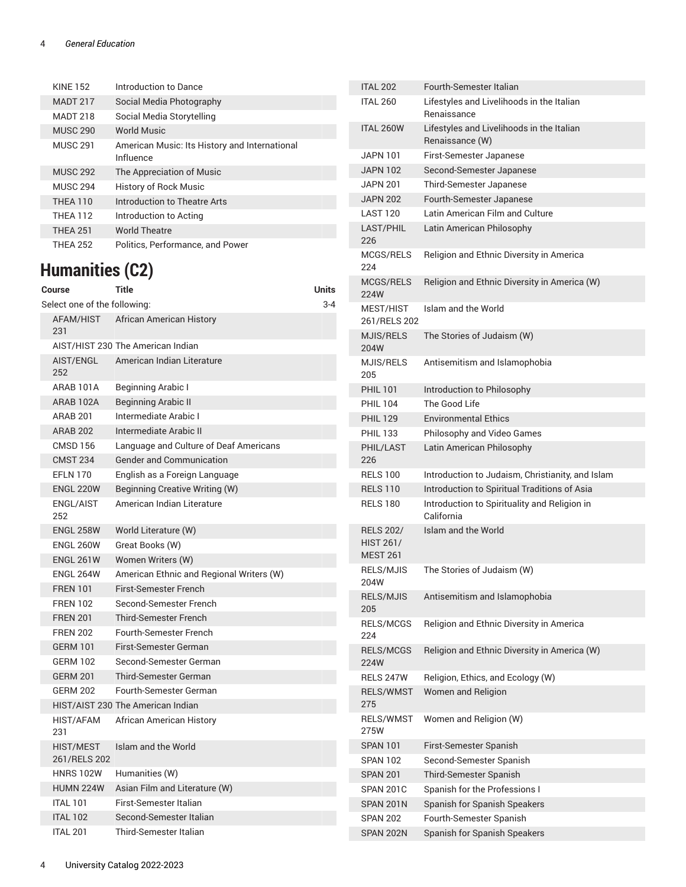| | | |
|---|---|---|
| KINE 152 | Introduction to Dance | |
| MADT 217 | Social Media Photography | |
| MADT 218 | Social Media Storytelling | |
| MUSC 290 | World Music | |
| MUSC 291 | American Music: Its History and International Influence | |
| MUSC 292 | The Appreciation of Music | |
| MUSC 294 | History of Rock Music | |
| THEA 110 | Introduction to Theatre Arts | |
| THEA 112 | Introduction to Acting | |
| THEA 251 | World Theatre | |
| THEA 252 | Politics, Performance, and Power | |

## Humanities (C2)

| Course | Title | Units |
|---|---|---|
| Select one of the following: | | 3-4 |
| AFAM/HIST 231 | African American History | |
| AIST/HIST 230 | The American Indian | |
| AIST/ENGL 252 | American Indian Literature | |
| ARAB 101A | Beginning Arabic I | |
| ARAB 102A | Beginning Arabic II | |
| ARAB 201 | Intermediate Arabic I | |
| ARAB 202 | Intermediate Arabic II | |
| CMSD 156 | Language and Culture of Deaf Americans | |
| CMST 234 | Gender and Communication | |
| EFLN 170 | English as a Foreign Language | |
| ENGL 220W | Beginning Creative Writing (W) | |
| ENGL/AIST 252 | American Indian Literature | |
| ENGL 258W | World Literature (W) | |
| ENGL 260W | Great Books (W) | |
| ENGL 261W | Women Writers (W) | |
| ENGL 264W | American Ethnic and Regional Writers (W) | |
| FREN 101 | First-Semester French | |
| FREN 102 | Second-Semester French | |
| FREN 201 | Third-Semester French | |
| FREN 202 | Fourth-Semester French | |
| GERM 101 | First-Semester German | |
| GERM 102 | Second-Semester German | |
| GERM 201 | Third-Semester German | |
| GERM 202 | Fourth-Semester German | |
| HIST/AIST 230 | The American Indian | |
| HIST/AFAM 231 | African American History | |
| HIST/MEST 261/RELS 202 | Islam and the World | |
| HNRS 102W | Humanities (W) | |
| HUMN 224W | Asian Film and Literature (W) | |
| ITAL 101 | First-Semester Italian | |
| ITAL 102 | Second-Semester Italian | |
| ITAL 201 | Third-Semester Italian | |
| ITAL 202 | Fourth-Semester Italian | |
| ITAL 260 | Lifestyles and Livelihoods in the Italian Renaissance | |
| ITAL 260W | Lifestyles and Livelihoods in the Italian Renaissance (W) | |
| JAPN 101 | First-Semester Japanese | |
| JAPN 102 | Second-Semester Japanese | |
| JAPN 201 | Third-Semester Japanese | |
| JAPN 202 | Fourth-Semester Japanese | |
| LAST 120 | Latin American Film and Culture | |
| LAST/PHIL 226 | Latin American Philosophy | |
| MCGS/RELS 224 | Religion and Ethnic Diversity in America | |
| MCGS/RELS 224W | Religion and Ethnic Diversity in America (W) | |
| MEST/HIST 261/RELS 202 | Islam and the World | |
| MJIS/RELS 204W | The Stories of Judaism (W) | |
| MJIS/RELS 205 | Antisemitism and Islamophobia | |
| PHIL 101 | Introduction to Philosophy | |
| PHIL 104 | The Good Life | |
| PHIL 129 | Environmental Ethics | |
| PHIL 133 | Philosophy and Video Games | |
| PHIL/LAST 226 | Latin American Philosophy | |
| RELS 100 | Introduction to Judaism, Christianity, and Islam | |
| RELS 110 | Introduction to Spiritual Traditions of Asia | |
| RELS 180 | Introduction to Spirituality and Religion in California | |
| RELS 202/HIST 261/MEST 261 | Islam and the World | |
| RELS/MJIS 204W | The Stories of Judaism (W) | |
| RELS/MJIS 205 | Antisemitism and Islamophobia | |
| RELS/MCGS 224 | Religion and Ethnic Diversity in America | |
| RELS/MCGS 224W | Religion and Ethnic Diversity in America (W) | |
| RELS 247W | Religion, Ethics, and Ecology (W) | |
| RELS/WMST 275 | Women and Religion | |
| RELS/WMST 275W | Women and Religion (W) | |
| SPAN 101 | First-Semester Spanish | |
| SPAN 102 | Second-Semester Spanish | |
| SPAN 201 | Third-Semester Spanish | |
| SPAN 201C | Spanish for the Professions I | |
| SPAN 201N | Spanish for Spanish Speakers | |
| SPAN 202 | Fourth-Semester Spanish | |
| SPAN 202N | Spanish for Spanish Speakers | |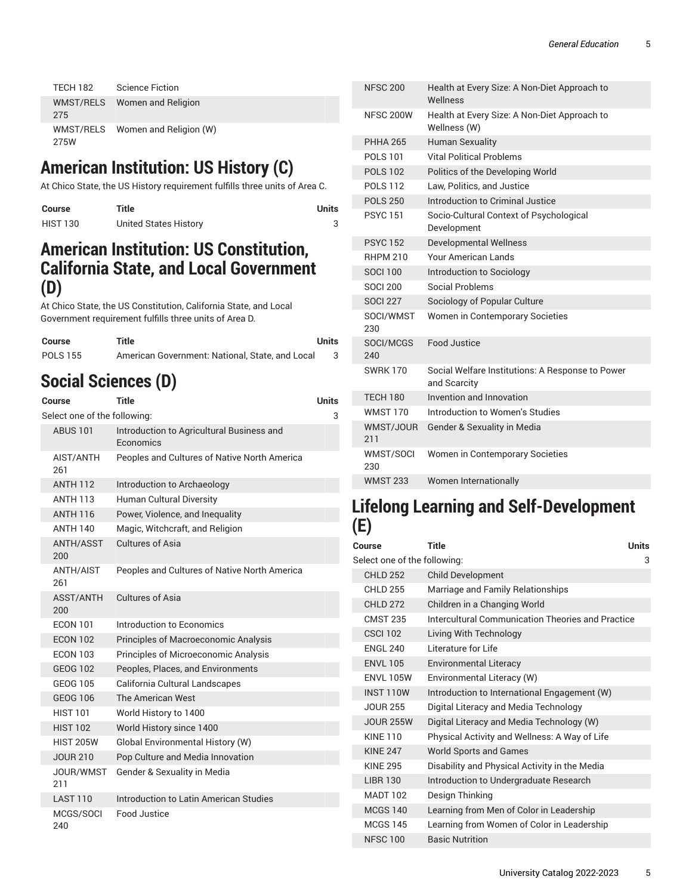| | | |
|---|---|---|
| TECH 182 | Science Fiction | |
| WMST/RELS 275 | Women and Religion | |
| WMST/RELS 275W | Women and Religion (W) | |

## American Institution: US History (C)

At Chico State, the US History requirement fulfills three units of Area C.

| Course | Title | Units |
|---|---|---|
| HIST 130 | United States History | 3 |

## American Institution: US Constitution, California State, and Local Government (D)

At Chico State, the US Constitution, California State, and Local Government requirement fulfills three units of Area D.

| Course | Title | Units |
|---|---|---|
| POLS 155 | American Government: National, State, and Local | 3 |

## Social Sciences (D)

| Course | Title | Units |
|---|---|---|
| Select one of the following: | | 3 |
| ABUS 101 | Introduction to Agricultural Business and Economics | |
| AIST/ANTH 261 | Peoples and Cultures of Native North America | |
| ANTH 112 | Introduction to Archaeology | |
| ANTH 113 | Human Cultural Diversity | |
| ANTH 116 | Power, Violence, and Inequality | |
| ANTH 140 | Magic, Witchcraft, and Religion | |
| ANTH/ASST 200 | Cultures of Asia | |
| ANTH/AIST 261 | Peoples and Cultures of Native North America | |
| ASST/ANTH 200 | Cultures of Asia | |
| ECON 101 | Introduction to Economics | |
| ECON 102 | Principles of Macroeconomic Analysis | |
| ECON 103 | Principles of Microeconomic Analysis | |
| GEOG 102 | Peoples, Places, and Environments | |
| GEOG 105 | California Cultural Landscapes | |
| GEOG 106 | The American West | |
| HIST 101 | World History to 1400 | |
| HIST 102 | World History since 1400 | |
| HIST 205W | Global Environmental History (W) | |
| JOUR 210 | Pop Culture and Media Innovation | |
| JOUR/WMST 211 | Gender & Sexuality in Media | |
| LAST 110 | Introduction to Latin American Studies | |
| MCGS/SOCI 240 | Food Justice | |
| NFSC 200 | Health at Every Size: A Non-Diet Approach to Wellness | |
| NFSC 200W | Health at Every Size: A Non-Diet Approach to Wellness (W) | |
| PHHA 265 | Human Sexuality | |
| POLS 101 | Vital Political Problems | |
| POLS 102 | Politics of the Developing World | |
| POLS 112 | Law, Politics, and Justice | |
| POLS 250 | Introduction to Criminal Justice | |
| PSYC 151 | Socio-Cultural Context of Psychological Development | |
| PSYC 152 | Developmental Wellness | |
| RHPM 210 | Your American Lands | |
| SOCI 100 | Introduction to Sociology | |
| SOCI 200 | Social Problems | |
| SOCI 227 | Sociology of Popular Culture | |
| SOCI/WMST 230 | Women in Contemporary Societies | |
| SOCI/MCGS 240 | Food Justice | |
| SWRK 170 | Social Welfare Institutions: A Response to Power and Scarcity | |
| TECH 180 | Invention and Innovation | |
| WMST 170 | Introduction to Women's Studies | |
| WMST/JOUR 211 | Gender & Sexuality in Media | |
| WMST/SOCI 230 | Women in Contemporary Societies | |
| WMST 233 | Women Internationally | |

## Lifelong Learning and Self-Development (E)

| Course | Title | Units |
|---|---|---|
| Select one of the following: | | 3 |
| CHLD 252 | Child Development | |
| CHLD 255 | Marriage and Family Relationships | |
| CHLD 272 | Children in a Changing World | |
| CMST 235 | Intercultural Communication Theories and Practice | |
| CSCI 102 | Living With Technology | |
| ENGL 240 | Literature for Life | |
| ENVL 105 | Environmental Literacy | |
| ENVL 105W | Environmental Literacy (W) | |
| INST 110W | Introduction to International Engagement (W) | |
| JOUR 255 | Digital Literacy and Media Technology | |
| JOUR 255W | Digital Literacy and Media Technology (W) | |
| KINE 110 | Physical Activity and Wellness: A Way of Life | |
| KINE 247 | World Sports and Games | |
| KINE 295 | Disability and Physical Activity in the Media | |
| LIBR 130 | Introduction to Undergraduate Research | |
| MADT 102 | Design Thinking | |
| MCGS 140 | Learning from Men of Color in Leadership | |
| MCGS 145 | Learning from Women of Color in Leadership | |
| NFSC 100 | Basic Nutrition | |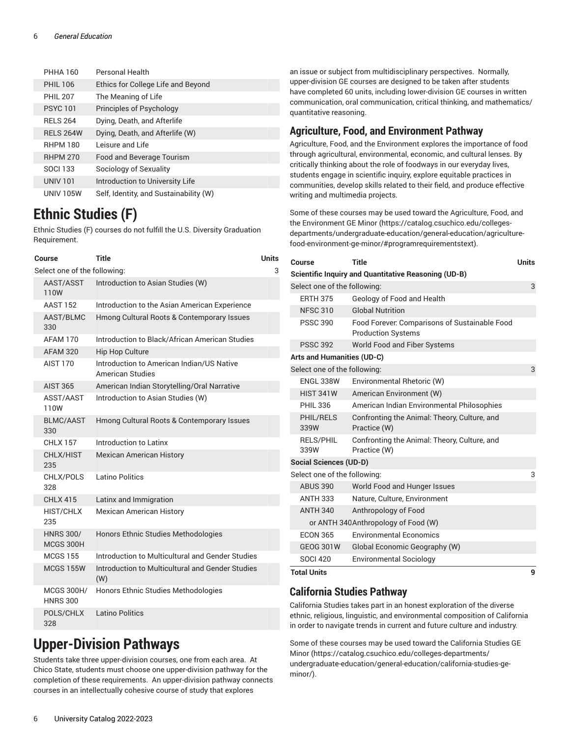| Course | Title |
| --- | --- |
| PHHA 160 | Personal Health |
| PHIL 106 | Ethics for College Life and Beyond |
| PHIL 207 | The Meaning of Life |
| PSYC 101 | Principles of Psychology |
| RELS 264 | Dying, Death, and Afterlife |
| RELS 264W | Dying, Death, and Afterlife (W) |
| RHPM 180 | Leisure and Life |
| RHPM 270 | Food and Beverage Tourism |
| SOCI 133 | Sociology of Sexuality |
| UNIV 101 | Introduction to University Life |
| UNIV 105W | Self, Identity, and Sustainability (W) |

# Ethnic Studies (F)

Ethnic Studies (F) courses do not fulfill the U.S. Diversity Graduation Requirement.

| Course | Title | Units |
| --- | --- | --- |
| Select one of the following: | | 3 |
| AAST/ASST 110W | Introduction to Asian Studies (W) | |
| AAST 152 | Introduction to the Asian American Experience | |
| AAST/BLMC 330 | Hmong Cultural Roots & Contemporary Issues | |
| AFAM 170 | Introduction to Black/African American Studies | |
| AFAM 320 | Hip Hop Culture | |
| AIST 170 | Introduction to American Indian/US Native American Studies | |
| AIST 365 | American Indian Storytelling/Oral Narrative | |
| ASST/AAST 110W | Introduction to Asian Studies (W) | |
| BLMC/AAST 330 | Hmong Cultural Roots & Contemporary Issues | |
| CHLX 157 | Introduction to Latinx | |
| CHLX/HIST 235 | Mexican American History | |
| CHLX/POLS 328 | Latino Politics | |
| CHLX 415 | Latinx and Immigration | |
| HIST/CHLX 235 | Mexican American History | |
| HNRS 300/ MCGS 300H | Honors Ethnic Studies Methodologies | |
| MCGS 155 | Introduction to Multicultural and Gender Studies | |
| MCGS 155W | Introduction to Multicultural and Gender Studies (W) | |
| MCGS 300H/ HNRS 300 | Honors Ethnic Studies Methodologies | |
| POLS/CHLX 328 | Latino Politics | |

# Upper-Division Pathways

Students take three upper-division courses, one from each area. At Chico State, students must choose one upper-division pathway for the completion of these requirements. An upper-division pathway connects courses in an intellectually cohesive course of study that explores an issue or subject from multidisciplinary perspectives. Normally, upper-division GE courses are designed to be taken after students have completed 60 units, including lower-division GE courses in written communication, oral communication, critical thinking, and mathematics/ quantitative reasoning.

## Agriculture, Food, and Environment Pathway

Agriculture, Food, and the Environment explores the importance of food through agricultural, environmental, economic, and cultural lenses. By critically thinking about the role of foodways in our everyday lives, students engage in scientific inquiry, explore equitable practices in communities, develop skills related to their field, and produce effective writing and multimedia projects.

Some of these courses may be used toward the Agriculture, Food, and the Environment GE Minor (https://catalog.csuchico.edu/colleges-departments/undergraduate-education/general-education/agriculture-food-environment-ge-minor/#programrequirementstext).

| Course | Title | Units |
| --- | --- | --- |
| **Scientific Inquiry and Quantitative Reasoning (UD-B)** | | |
| Select one of the following: | | 3 |
| ERTH 375 | Geology of Food and Health | |
| NFSC 310 | Global Nutrition | |
| PSSC 390 | Food Forever: Comparisons of Sustainable Food Production Systems | |
| PSSC 392 | World Food and Fiber Systems | |
| **Arts and Humanities (UD-C)** | | |
| Select one of the following: | | 3 |
| ENGL 338W | Environmental Rhetoric (W) | |
| HIST 341W | American Environment (W) | |
| PHIL 336 | American Indian Environmental Philosophies | |
| PHIL/RELS 339W | Confronting the Animal: Theory, Culture, and Practice (W) | |
| RELS/PHIL 339W | Confronting the Animal: Theory, Culture, and Practice (W) | |
| **Social Sciences (UD-D)** | | |
| Select one of the following: | | 3 |
| ABUS 390 | World Food and Hunger Issues | |
| ANTH 333 | Nature, Culture, Environment | |
| ANTH 340 | Anthropology of Food | |
| or ANTH 340 | Anthropology of Food (W) | |
| ECON 365 | Environmental Economics | |
| GEOG 301W | Global Economic Geography (W) | |
| SOCI 420 | Environmental Sociology | |
| **Total Units** | | **9** |

## California Studies Pathway

California Studies takes part in an honest exploration of the diverse ethnic, religious, linguistic, and environmental composition of California in order to navigate trends in current and future culture and industry.

Some of these courses may be used toward the California Studies GE Minor (https://catalog.csuchico.edu/colleges-departments/undergraduate-education/general-education/california-studies-ge-minor/).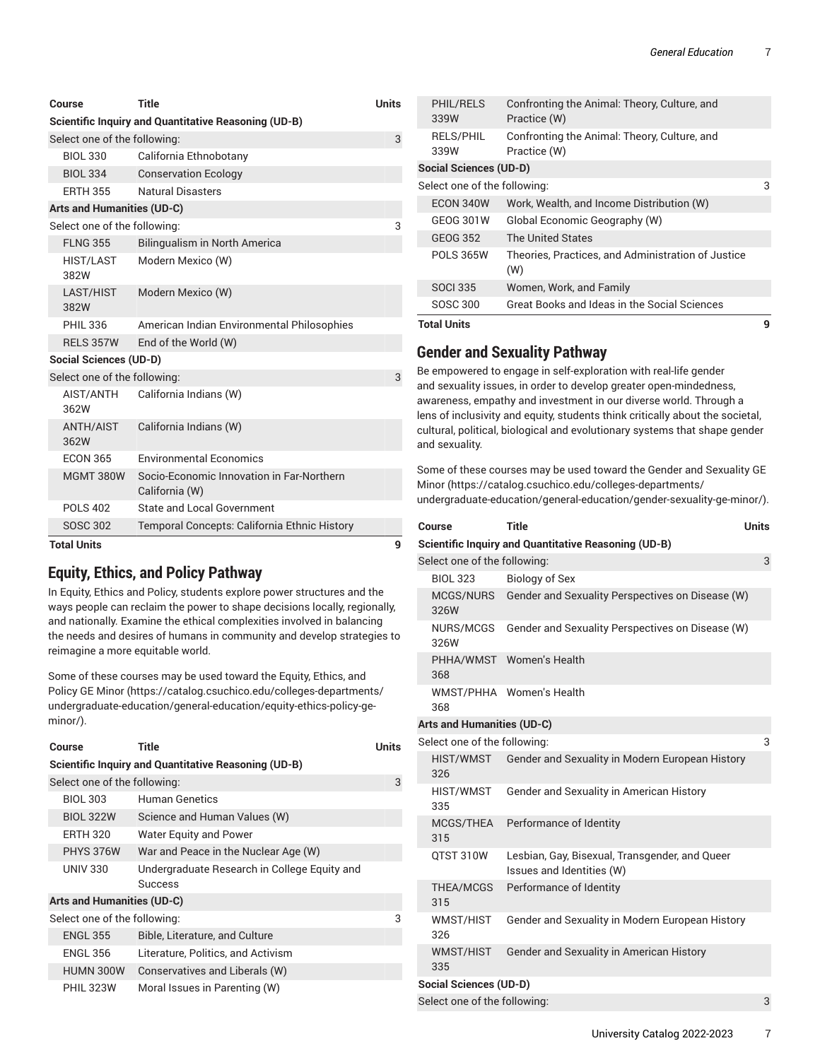| Course | Title | Units |
|---|---|---|
| **Scientific Inquiry and Quantitative Reasoning (UD-B)** | | |
| Select one of the following: | | 3 |
| BIOL 330 | California Ethnobotany | |
| BIOL 334 | Conservation Ecology | |
| ERTH 355 | Natural Disasters | |
| **Arts and Humanities (UD-C)** | | |
| Select one of the following: | | 3 |
| FLNG 355 | Bilingualism in North America | |
| HIST/LAST 382W | Modern Mexico (W) | |
| LAST/HIST 382W | Modern Mexico (W) | |
| PHIL 336 | American Indian Environmental Philosophies | |
| RELS 357W | End of the World (W) | |
| **Social Sciences (UD-D)** | | |
| Select one of the following: | | 3 |
| AIST/ANTH 362W | California Indians (W) | |
| ANTH/AIST 362W | California Indians (W) | |
| ECON 365 | Environmental Economics | |
| MGMT 380W | Socio-Economic Innovation in Far-Northern California (W) | |
| POLS 402 | State and Local Government | |
| SOSC 302 | Temporal Concepts: California Ethnic History | |
| **Total Units** | | **9** |

## Equity, Ethics, and Policy Pathway

In Equity, Ethics and Policy, students explore power structures and the ways people can reclaim the power to shape decisions locally, regionally, and nationally. Examine the ethical complexities involved in balancing the needs and desires of humans in community and develop strategies to reimagine a more equitable world.

Some of these courses may be used toward the Equity, Ethics, and Policy GE Minor (https://catalog.csuchico.edu/colleges-departments/undergraduate-education/general-education/equity-ethics-policy-ge-minor/).

| Course | Title | Units |
|---|---|---|
| **Scientific Inquiry and Quantitative Reasoning (UD-B)** | | |
| Select one of the following: | | 3 |
| BIOL 303 | Human Genetics | |
| BIOL 322W | Science and Human Values (W) | |
| ERTH 320 | Water Equity and Power | |
| PHYS 376W | War and Peace in the Nuclear Age (W) | |
| UNIV 330 | Undergraduate Research in College Equity and Success | |
| **Arts and Humanities (UD-C)** | | |
| Select one of the following: | | 3 |
| ENGL 355 | Bible, Literature, and Culture | |
| ENGL 356 | Literature, Politics, and Activism | |
| HUMN 300W | Conservatives and Liberals (W) | |
| PHIL 323W | Moral Issues in Parenting (W) | |
| PHIL/RELS 339W | Confronting the Animal: Theory, Culture, and Practice (W) | |
| RELS/PHIL 339W | Confronting the Animal: Theory, Culture, and Practice (W) | |
| **Social Sciences (UD-D)** | | |
| Select one of the following: | | 3 |
| ECON 340W | Work, Wealth, and Income Distribution (W) | |
| GEOG 301W | Global Economic Geography (W) | |
| GEOG 352 | The United States | |
| POLS 365W | Theories, Practices, and Administration of Justice (W) | |
| SOCI 335 | Women, Work, and Family | |
| SOSC 300 | Great Books and Ideas in the Social Sciences | |
| **Total Units** | | **9** |

## Gender and Sexuality Pathway

Be empowered to engage in self-exploration with real-life gender and sexuality issues, in order to develop greater open-mindedness, awareness, empathy and investment in our diverse world. Through a lens of inclusivity and equity, students think critically about the societal, cultural, political, biological and evolutionary systems that shape gender and sexuality.

Some of these courses may be used toward the Gender and Sexuality GE Minor (https://catalog.csuchico.edu/colleges-departments/undergraduate-education/general-education/gender-sexuality-ge-minor/).

| Course | Title | Units |
|---|---|---|
| **Scientific Inquiry and Quantitative Reasoning (UD-B)** | | |
| Select one of the following: | | 3 |
| BIOL 323 | Biology of Sex | |
| MCGS/NURS 326W | Gender and Sexuality Perspectives on Disease (W) | |
| NURS/MCGS 326W | Gender and Sexuality Perspectives on Disease (W) | |
| PHHA/WMST 368 | Women's Health | |
| WMST/PHHA 368 | Women's Health | |
| **Arts and Humanities (UD-C)** | | |
| Select one of the following: | | 3 |
| HIST/WMST 326 | Gender and Sexuality in Modern European History | |
| HIST/WMST 335 | Gender and Sexuality in American History | |
| MCGS/THEA 315 | Performance of Identity | |
| QTST 310W | Lesbian, Gay, Bisexual, Transgender, and Queer Issues and Identities (W) | |
| THEA/MCGS 315 | Performance of Identity | |
| WMST/HIST 326 | Gender and Sexuality in Modern European History | |
| WMST/HIST 335 | Gender and Sexuality in American History | |
| **Social Sciences (UD-D)** | | |
| Select one of the following: | | 3 |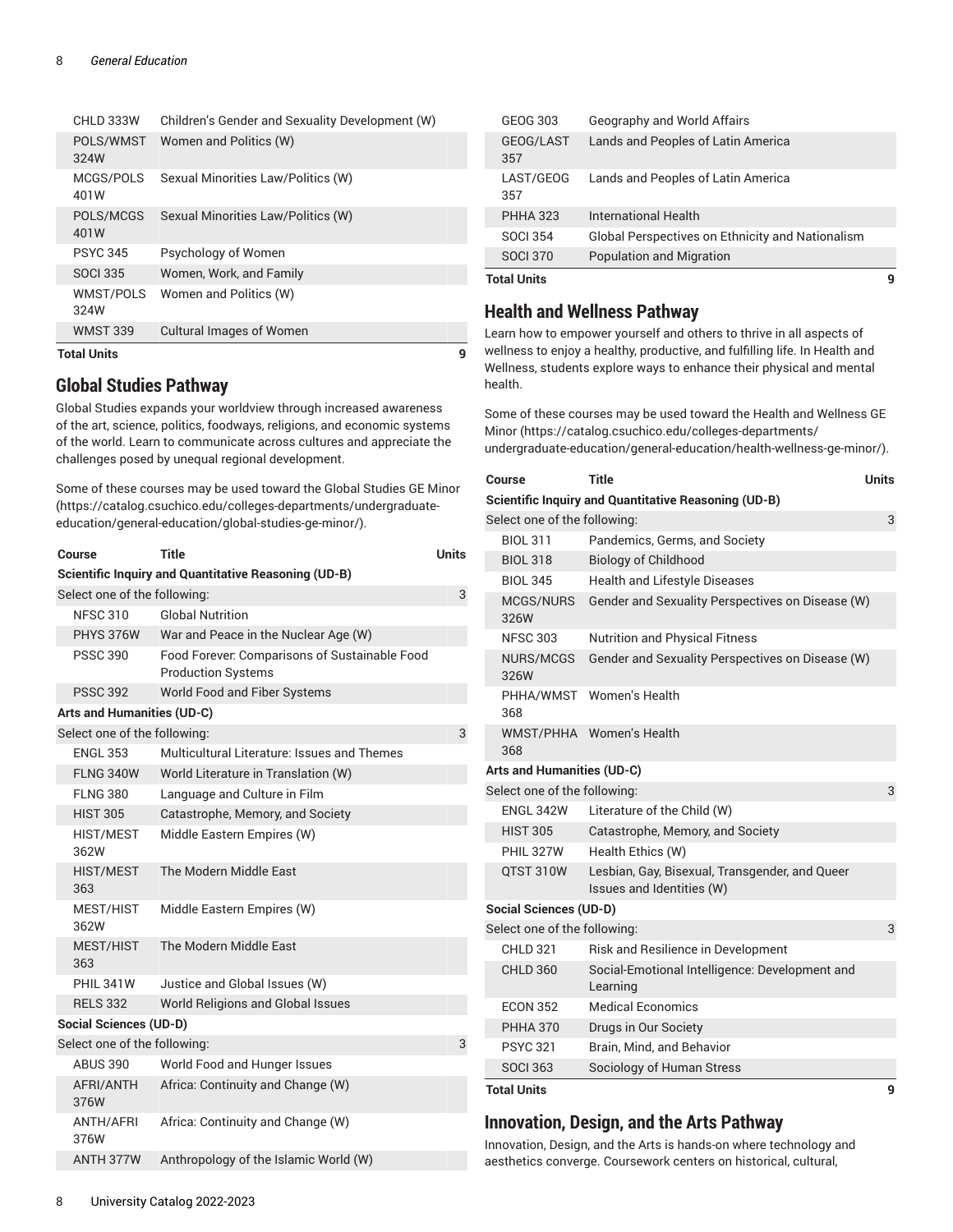| | | |
|---|---|---|
| CHLD 333W | Children's Gender and Sexuality Development (W) | |
| POLS/WMST 324W | Women and Politics (W) | |
| MCGS/POLS 401W | Sexual Minorities Law/Politics (W) | |
| POLS/MCGS 401W | Sexual Minorities Law/Politics (W) | |
| PSYC 345 | Psychology of Women | |
| SOCI 335 | Women, Work, and Family | |
| WMST/POLS 324W | Women and Politics (W) | |
| WMST 339 | Cultural Images of Women | |
| **Total Units** | | **9** |

## Global Studies Pathway

Global Studies expands your worldview through increased awareness of the art, science, politics, foodways, religions, and economic systems of the world. Learn to communicate across cultures and appreciate the challenges posed by unequal regional development.

Some of these courses may be used toward the Global Studies GE Minor (https://catalog.csuchico.edu/colleges-departments/undergraduate-education/general-education/global-studies-ge-minor/).

| Course | Title | Units |
|---|---|---|
| **Scientific Inquiry and Quantitative Reasoning (UD-B)** | | |
| Select one of the following: | | 3 |
| NFSC 310 | Global Nutrition | |
| PHYS 376W | War and Peace in the Nuclear Age (W) | |
| PSSC 390 | Food Forever: Comparisons of Sustainable Food Production Systems | |
| PSSC 392 | World Food and Fiber Systems | |
| **Arts and Humanities (UD-C)** | | |
| Select one of the following: | | 3 |
| ENGL 353 | Multicultural Literature: Issues and Themes | |
| FLNG 340W | World Literature in Translation (W) | |
| FLNG 380 | Language and Culture in Film | |
| HIST 305 | Catastrophe, Memory, and Society | |
| HIST/MEST 362W | Middle Eastern Empires (W) | |
| HIST/MEST 363 | The Modern Middle East | |
| MEST/HIST 362W | Middle Eastern Empires (W) | |
| MEST/HIST 363 | The Modern Middle East | |
| PHIL 341W | Justice and Global Issues (W) | |
| RELS 332 | World Religions and Global Issues | |
| **Social Sciences (UD-D)** | | |
| Select one of the following: | | 3 |
| ABUS 390 | World Food and Hunger Issues | |
| AFRI/ANTH 376W | Africa: Continuity and Change (W) | |
| ANTH/AFRI 376W | Africa: Continuity and Change (W) | |
| ANTH 377W | Anthropology of the Islamic World (W) | |
| GEOG 303 | Geography and World Affairs | |
| GEOG/LAST 357 | Lands and Peoples of Latin America | |
| LAST/GEOG 357 | Lands and Peoples of Latin America | |
| PHHA 323 | International Health | |
| SOCI 354 | Global Perspectives on Ethnicity and Nationalism | |
| SOCI 370 | Population and Migration | |
| **Total Units** | | **9** |

## Health and Wellness Pathway

Learn how to empower yourself and others to thrive in all aspects of wellness to enjoy a healthy, productive, and fulfilling life. In Health and Wellness, students explore ways to enhance their physical and mental health.

Some of these courses may be used toward the Health and Wellness GE Minor (https://catalog.csuchico.edu/colleges-departments/undergraduate-education/general-education/health-wellness-ge-minor/).

| Course | Title | Units |
|---|---|---|
| **Scientific Inquiry and Quantitative Reasoning (UD-B)** | | |
| Select one of the following: | | 3 |
| BIOL 311 | Pandemics, Germs, and Society | |
| BIOL 318 | Biology of Childhood | |
| BIOL 345 | Health and Lifestyle Diseases | |
| MCGS/NURS 326W | Gender and Sexuality Perspectives on Disease (W) | |
| NFSC 303 | Nutrition and Physical Fitness | |
| NURS/MCGS 326W | Gender and Sexuality Perspectives on Disease (W) | |
| PHHA/WMST 368 | Women's Health | |
| WMST/PHHA 368 | Women's Health | |
| **Arts and Humanities (UD-C)** | | |
| Select one of the following: | | 3 |
| ENGL 342W | Literature of the Child (W) | |
| HIST 305 | Catastrophe, Memory, and Society | |
| PHIL 327W | Health Ethics (W) | |
| QTST 310W | Lesbian, Gay, Bisexual, Transgender, and Queer Issues and Identities (W) | |
| **Social Sciences (UD-D)** | | |
| Select one of the following: | | 3 |
| CHLD 321 | Risk and Resilience in Development | |
| CHLD 360 | Social-Emotional Intelligence: Development and Learning | |
| ECON 352 | Medical Economics | |
| PHHA 370 | Drugs in Our Society | |
| PSYC 321 | Brain, Mind, and Behavior | |
| SOCI 363 | Sociology of Human Stress | |
| **Total Units** | | **9** |

## Innovation, Design, and the Arts Pathway

Innovation, Design, and the Arts is hands-on where technology and aesthetics converge. Coursework centers on historical, cultural,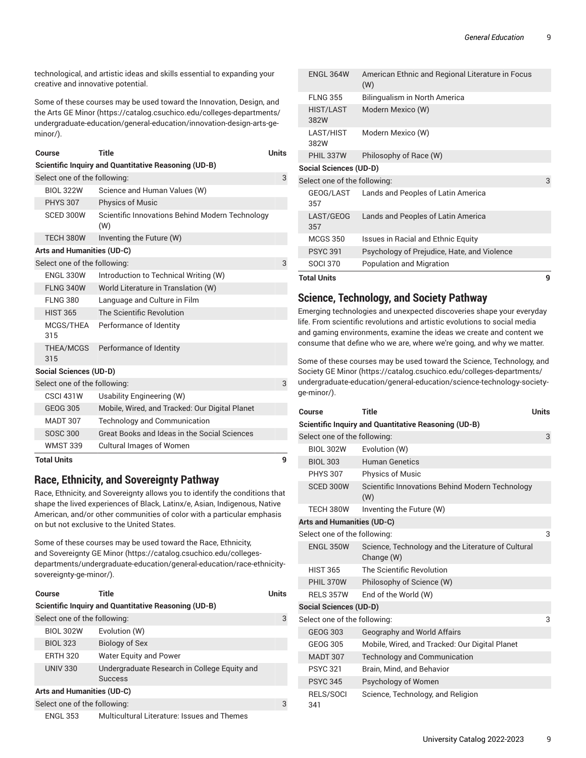technological, and artistic ideas and skills essential to expanding your creative and innovative potential.

Some of these courses may be used toward the Innovation, Design, and the Arts GE Minor (https://catalog.csuchico.edu/colleges-departments/undergraduate-education/general-education/innovation-design-arts-ge-minor/).

| Course | Title | Units |
|---|---|---|
| **Scientific Inquiry and Quantitative Reasoning (UD-B)** | | |
| Select one of the following: | | 3 |
| BIOL 322W | Science and Human Values (W) | |
| PHYS 307 | Physics of Music | |
| SCED 300W | Scientific Innovations Behind Modern Technology (W) | |
| TECH 380W | Inventing the Future (W) | |
| **Arts and Humanities (UD-C)** | | |
| Select one of the following: | | 3 |
| ENGL 330W | Introduction to Technical Writing (W) | |
| FLNG 340W | World Literature in Translation (W) | |
| FLNG 380 | Language and Culture in Film | |
| HIST 365 | The Scientific Revolution | |
| MCGS/THEA 315 | Performance of Identity | |
| THEA/MCGS 315 | Performance of Identity | |
| **Social Sciences (UD-D)** | | |
| Select one of the following: | | 3 |
| CSCI 431W | Usability Engineering (W) | |
| GEOG 305 | Mobile, Wired, and Tracked: Our Digital Planet | |
| MADT 307 | Technology and Communication | |
| SOSC 300 | Great Books and Ideas in the Social Sciences | |
| WMST 339 | Cultural Images of Women | |
| **Total Units** | | **9** |

## Race, Ethnicity, and Sovereignty Pathway

Race, Ethnicity, and Sovereignty allows you to identify the conditions that shape the lived experiences of Black, Latinx/e, Asian, Indigenous, Native American, and/or other communities of color with a particular emphasis on but not exclusive to the United States.

Some of these courses may be used toward the Race, Ethnicity, and Sovereignty GE Minor (https://catalog.csuchico.edu/colleges-departments/undergraduate-education/general-education/race-ethnicity-sovereignty-ge-minor/).

| Course | Title | Units |
|---|---|---|
| **Scientific Inquiry and Quantitative Reasoning (UD-B)** | | |
| Select one of the following: | | 3 |
| BIOL 302W | Evolution (W) | |
| BIOL 323 | Biology of Sex | |
| ERTH 320 | Water Equity and Power | |
| UNIV 330 | Undergraduate Research in College Equity and Success | |
| **Arts and Humanities (UD-C)** | | |
| Select one of the following: | | 3 |
| ENGL 353 | Multicultural Literature: Issues and Themes | |
| ENGL 364W | American Ethnic and Regional Literature in Focus (W) | |
| FLNG 355 | Bilingualism in North America | |
| HIST/LAST 382W | Modern Mexico (W) | |
| LAST/HIST 382W | Modern Mexico (W) | |
| PHIL 337W | Philosophy of Race (W) | |
| **Social Sciences (UD-D)** | | |
| Select one of the following: | | 3 |
| GEOG/LAST 357 | Lands and Peoples of Latin America | |
| LAST/GEOG 357 | Lands and Peoples of Latin America | |
| MCGS 350 | Issues in Racial and Ethnic Equity | |
| PSYC 391 | Psychology of Prejudice, Hate, and Violence | |
| SOCI 370 | Population and Migration | |
| **Total Units** | | **9** |

## Science, Technology, and Society Pathway

Emerging technologies and unexpected discoveries shape your everyday life. From scientific revolutions and artistic evolutions to social media and gaming environments, examine the ideas we create and content we consume that define who we are, where we're going, and why we matter.

Some of these courses may be used toward the Science, Technology, and Society GE Minor (https://catalog.csuchico.edu/colleges-departments/undergraduate-education/general-education/science-technology-society-ge-minor/).

| Course | Title | Units |
|---|---|---|
| **Scientific Inquiry and Quantitative Reasoning (UD-B)** | | |
| Select one of the following: | | 3 |
| BIOL 302W | Evolution (W) | |
| BIOL 303 | Human Genetics | |
| PHYS 307 | Physics of Music | |
| SCED 300W | Scientific Innovations Behind Modern Technology (W) | |
| TECH 380W | Inventing the Future (W) | |
| **Arts and Humanities (UD-C)** | | |
| Select one of the following: | | 3 |
| ENGL 350W | Science, Technology and the Literature of Cultural Change (W) | |
| HIST 365 | The Scientific Revolution | |
| PHIL 370W | Philosophy of Science (W) | |
| RELS 357W | End of the World (W) | |
| **Social Sciences (UD-D)** | | |
| Select one of the following: | | 3 |
| GEOG 303 | Geography and World Affairs | |
| GEOG 305 | Mobile, Wired, and Tracked: Our Digital Planet | |
| MADT 307 | Technology and Communication | |
| PSYC 321 | Brain, Mind, and Behavior | |
| PSYC 345 | Psychology of Women | |
| RELS/SOCI 341 | Science, Technology, and Religion | |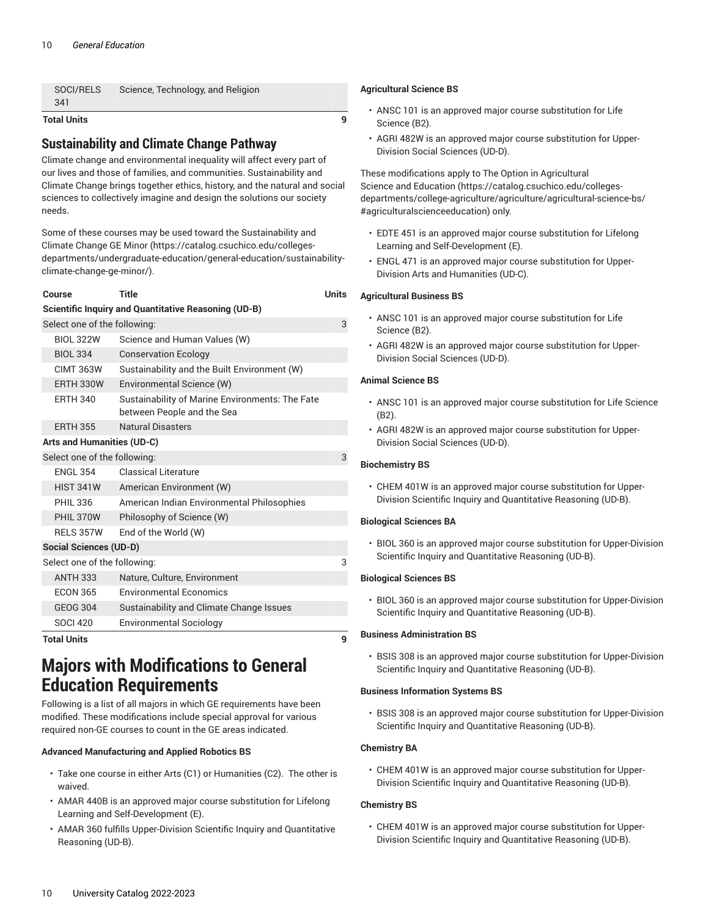| Course | Title | Units |
| --- | --- | --- |
| SOCI/RELS 341 | Science, Technology, and Religion | |
| **Total Units** | | **9** |

## Sustainability and Climate Change Pathway

Climate change and environmental inequality will affect every part of our lives and those of families, and communities. Sustainability and Climate Change brings together ethics, history, and the natural and social sciences to collectively imagine and design the solutions our society needs.

Some of these courses may be used toward the Sustainability and Climate Change GE Minor (https://catalog.csuchico.edu/colleges-departments/undergraduate-education/general-education/sustainability-climate-change-ge-minor/).

| Course | Title | Units |
| --- | --- | --- |
| **Scientific Inquiry and Quantitative Reasoning (UD-B)** | | |
| Select one of the following: | | 3 |
| BIOL 322W | Science and Human Values (W) | |
| BIOL 334 | Conservation Ecology | |
| CIMT 363W | Sustainability and the Built Environment (W) | |
| ERTH 330W | Environmental Science (W) | |
| ERTH 340 | Sustainability of Marine Environments: The Fate between People and the Sea | |
| ERTH 355 | Natural Disasters | |
| **Arts and Humanities (UD-C)** | | |
| Select one of the following: | | 3 |
| ENGL 354 | Classical Literature | |
| HIST 341W | American Environment (W) | |
| PHIL 336 | American Indian Environmental Philosophies | |
| PHIL 370W | Philosophy of Science (W) | |
| RELS 357W | End of the World (W) | |
| **Social Sciences (UD-D)** | | |
| Select one of the following: | | 3 |
| ANTH 333 | Nature, Culture, Environment | |
| ECON 365 | Environmental Economics | |
| GEOG 304 | Sustainability and Climate Change Issues | |
| SOCI 420 | Environmental Sociology | |
| **Total Units** | | **9** |

# Majors with Modifications to General Education Requirements

Following is a list of all majors in which GE requirements have been modified. These modifications include special approval for various required non-GE courses to count in the GE areas indicated.

**Advanced Manufacturing and Applied Robotics BS**

- Take one course in either Arts (C1) or Humanities (C2). The other is waived.
- AMAR 440B is an approved major course substitution for Lifelong Learning and Self-Development (E).
- AMAR 360 fulfills Upper-Division Scientific Inquiry and Quantitative Reasoning (UD-B).

**Agricultural Science BS**

- ANSC 101 is an approved major course substitution for Life Science (B2).
- AGRI 482W is an approved major course substitution for Upper-Division Social Sciences (UD-D).

These modifications apply to The Option in Agricultural Science and Education (https://catalog.csuchico.edu/colleges-departments/college-agriculture/agriculture/agricultural-science-bs/#agriculturalscienceeducation) only.

- EDTE 451 is an approved major course substitution for Lifelong Learning and Self-Development (E).
- ENGL 471 is an approved major course substitution for Upper-Division Arts and Humanities (UD-C).

**Agricultural Business BS**

- ANSC 101 is an approved major course substitution for Life Science (B2).
- AGRI 482W is an approved major course substitution for Upper-Division Social Sciences (UD-D).

**Animal Science BS**

- ANSC 101 is an approved major course substitution for Life Science (B2).
- AGRI 482W is an approved major course substitution for Upper-Division Social Sciences (UD-D).

**Biochemistry BS**

- CHEM 401W is an approved major course substitution for Upper-Division Scientific Inquiry and Quantitative Reasoning (UD-B).

**Biological Sciences BA**

- BIOL 360 is an approved major course substitution for Upper-Division Scientific Inquiry and Quantitative Reasoning (UD-B).

**Biological Sciences BS**

- BIOL 360 is an approved major course substitution for Upper-Division Scientific Inquiry and Quantitative Reasoning (UD-B).

**Business Administration BS**

- BSIS 308 is an approved major course substitution for Upper-Division Scientific Inquiry and Quantitative Reasoning (UD-B).

**Business Information Systems BS**

- BSIS 308 is an approved major course substitution for Upper-Division Scientific Inquiry and Quantitative Reasoning (UD-B).

**Chemistry BA**

- CHEM 401W is an approved major course substitution for Upper-Division Scientific Inquiry and Quantitative Reasoning (UD-B).

**Chemistry BS**

- CHEM 401W is an approved major course substitution for Upper-Division Scientific Inquiry and Quantitative Reasoning (UD-B).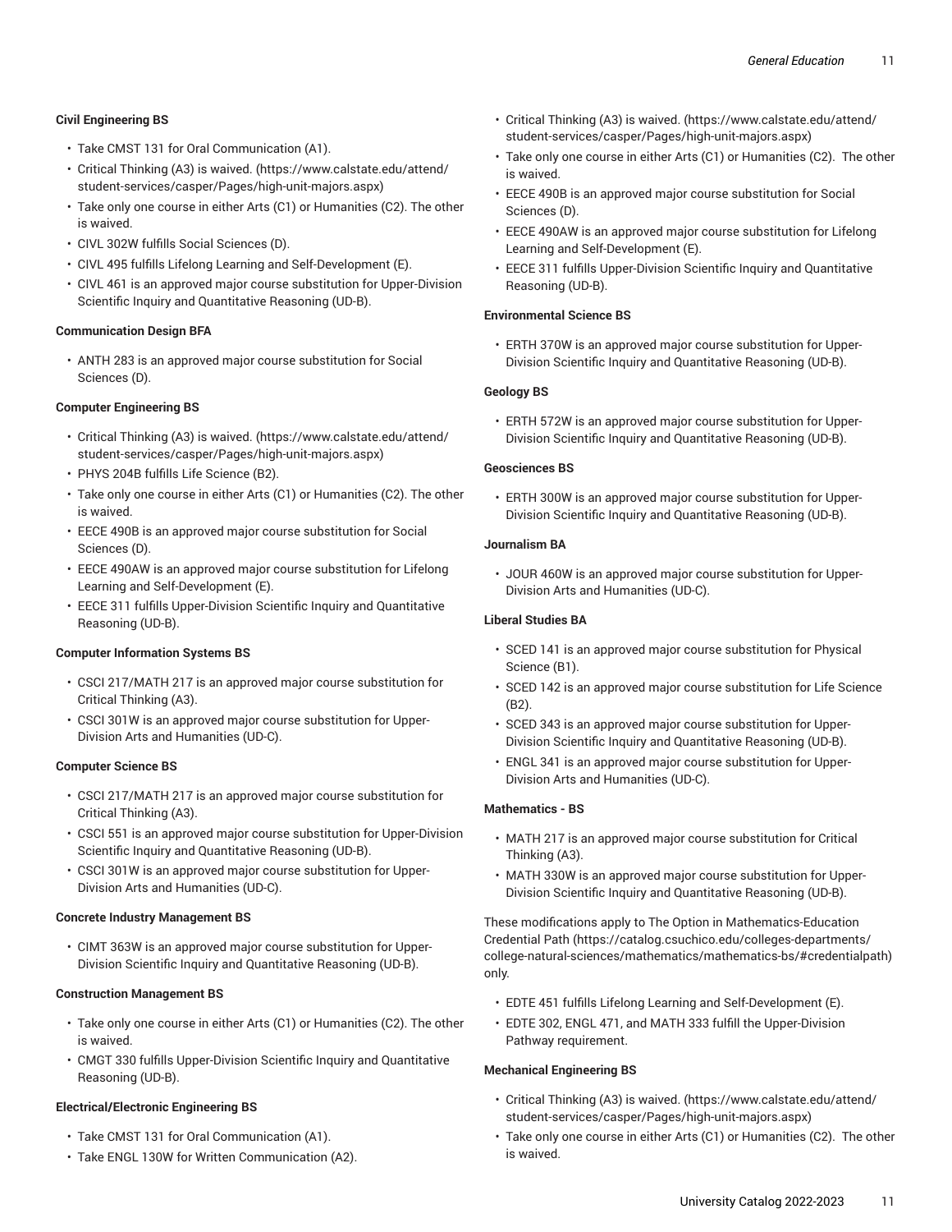**Civil Engineering BS**

- Take CMST 131 for Oral Communication (A1).
- Critical Thinking (A3) is waived. (https://www.calstate.edu/attend/student-services/casper/Pages/high-unit-majors.aspx)
- Take only one course in either Arts (C1) or Humanities (C2). The other is waived.
- CIVL 302W fulfills Social Sciences (D).
- CIVL 495 fulfills Lifelong Learning and Self-Development (E).
- CIVL 461 is an approved major course substitution for Upper-Division Scientific Inquiry and Quantitative Reasoning (UD-B).

**Communication Design BFA**

- ANTH 283 is an approved major course substitution for Social Sciences (D).

**Computer Engineering BS**

- Critical Thinking (A3) is waived. (https://www.calstate.edu/attend/student-services/casper/Pages/high-unit-majors.aspx)
- PHYS 204B fulfills Life Science (B2).
- Take only one course in either Arts (C1) or Humanities (C2). The other is waived.
- EECE 490B is an approved major course substitution for Social Sciences (D).
- EECE 490AW is an approved major course substitution for Lifelong Learning and Self-Development (E).
- EECE 311 fulfills Upper-Division Scientific Inquiry and Quantitative Reasoning (UD-B).

**Computer Information Systems BS**

- CSCI 217/MATH 217 is an approved major course substitution for Critical Thinking (A3).
- CSCI 301W is an approved major course substitution for Upper-Division Arts and Humanities (UD-C).

**Computer Science BS**

- CSCI 217/MATH 217 is an approved major course substitution for Critical Thinking (A3).
- CSCI 551 is an approved major course substitution for Upper-Division Scientific Inquiry and Quantitative Reasoning (UD-B).
- CSCI 301W is an approved major course substitution for Upper-Division Arts and Humanities (UD-C).

**Concrete Industry Management BS**

- CIMT 363W is an approved major course substitution for Upper-Division Scientific Inquiry and Quantitative Reasoning (UD-B).

**Construction Management BS**

- Take only one course in either Arts (C1) or Humanities (C2). The other is waived.
- CMGT 330 fulfills Upper-Division Scientific Inquiry and Quantitative Reasoning (UD-B).

**Electrical/Electronic Engineering BS**

- Take CMST 131 for Oral Communication (A1).
- Take ENGL 130W for Written Communication (A2).
- Critical Thinking (A3) is waived. (https://www.calstate.edu/attend/student-services/casper/Pages/high-unit-majors.aspx)
- Take only one course in either Arts (C1) or Humanities (C2). The other is waived.
- EECE 490B is an approved major course substitution for Social Sciences (D).
- EECE 490AW is an approved major course substitution for Lifelong Learning and Self-Development (E).
- EECE 311 fulfills Upper-Division Scientific Inquiry and Quantitative Reasoning (UD-B).

**Environmental Science BS**

- ERTH 370W is an approved major course substitution for Upper-Division Scientific Inquiry and Quantitative Reasoning (UD-B).

**Geology BS**

- ERTH 572W is an approved major course substitution for Upper-Division Scientific Inquiry and Quantitative Reasoning (UD-B).

**Geosciences BS**

- ERTH 300W is an approved major course substitution for Upper-Division Scientific Inquiry and Quantitative Reasoning (UD-B).

**Journalism BA**

- JOUR 460W is an approved major course substitution for Upper-Division Arts and Humanities (UD-C).

**Liberal Studies BA**

- SCED 141 is an approved major course substitution for Physical Science (B1).
- SCED 142 is an approved major course substitution for Life Science (B2).
- SCED 343 is an approved major course substitution for Upper-Division Scientific Inquiry and Quantitative Reasoning (UD-B).
- ENGL 341 is an approved major course substitution for Upper-Division Arts and Humanities (UD-C).

**Mathematics - BS**

- MATH 217 is an approved major course substitution for Critical Thinking (A3).
- MATH 330W is an approved major course substitution for Upper-Division Scientific Inquiry and Quantitative Reasoning (UD-B).

These modifications apply to The Option in Mathematics-Education Credential Path (https://catalog.csuchico.edu/colleges-departments/college-natural-sciences/mathematics/mathematics-bs/#credentialpath) only.

- EDTE 451 fulfills Lifelong Learning and Self-Development (E).
- EDTE 302, ENGL 471, and MATH 333 fulfill the Upper-Division Pathway requirement.

**Mechanical Engineering BS**

- Critical Thinking (A3) is waived. (https://www.calstate.edu/attend/student-services/casper/Pages/high-unit-majors.aspx)
- Take only one course in either Arts (C1) or Humanities (C2). The other is waived.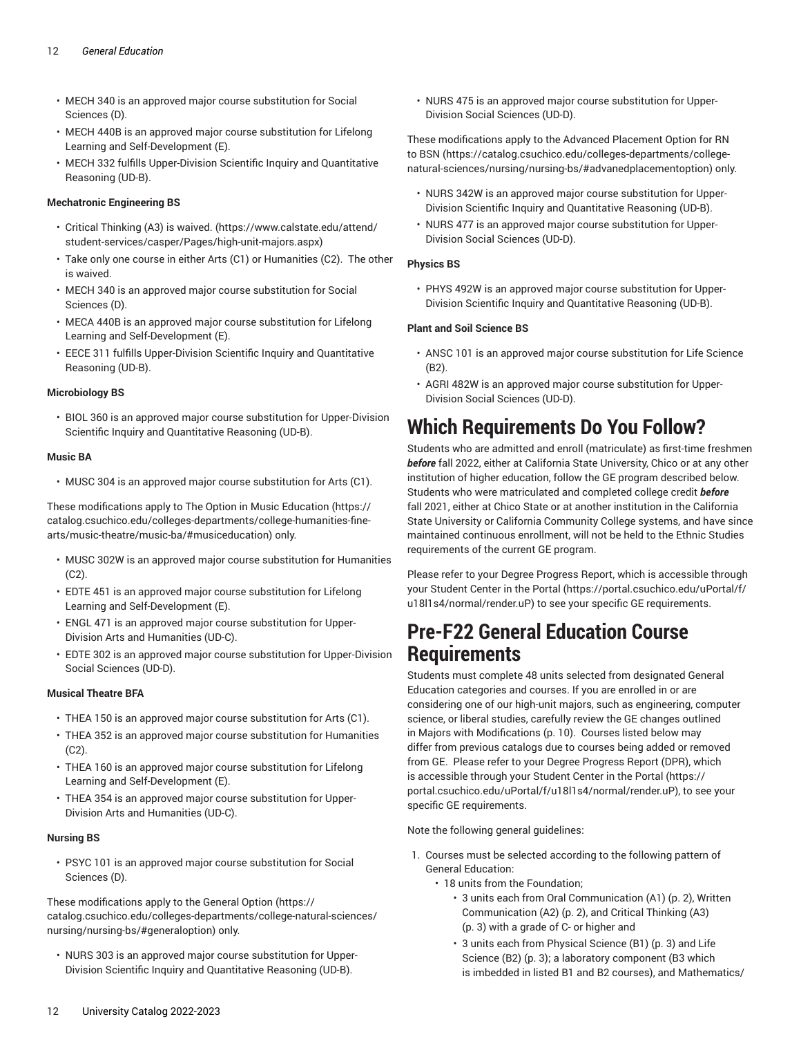- MECH 340 is an approved major course substitution for Social Sciences (D).
- MECH 440B is an approved major course substitution for Lifelong Learning and Self-Development (E).
- MECH 332 fulfills Upper-Division Scientific Inquiry and Quantitative Reasoning (UD-B).

**Mechatronic Engineering BS**

- Critical Thinking (A3) is waived. (https://www.calstate.edu/attend/student-services/casper/Pages/high-unit-majors.aspx)
- Take only one course in either Arts (C1) or Humanities (C2). The other is waived.
- MECH 340 is an approved major course substitution for Social Sciences (D).
- MECA 440B is an approved major course substitution for Lifelong Learning and Self-Development (E).
- EECE 311 fulfills Upper-Division Scientific Inquiry and Quantitative Reasoning (UD-B).

**Microbiology BS**

- BIOL 360 is an approved major course substitution for Upper-Division Scientific Inquiry and Quantitative Reasoning (UD-B).

**Music BA**

- MUSC 304 is an approved major course substitution for Arts (C1).

These modifications apply to The Option in Music Education (https://catalog.csuchico.edu/colleges-departments/college-humanities-fine-arts/music-theatre/music-ba/#musiceducation) only.

- MUSC 302W is an approved major course substitution for Humanities (C2).
- EDTE 451 is an approved major course substitution for Lifelong Learning and Self-Development (E).
- ENGL 471 is an approved major course substitution for Upper-Division Arts and Humanities (UD-C).
- EDTE 302 is an approved major course substitution for Upper-Division Social Sciences (UD-D).

**Musical Theatre BFA**

- THEA 150 is an approved major course substitution for Arts (C1).
- THEA 352 is an approved major course substitution for Humanities (C2).
- THEA 160 is an approved major course substitution for Lifelong Learning and Self-Development (E).
- THEA 354 is an approved major course substitution for Upper-Division Arts and Humanities (UD-C).

**Nursing BS**

- PSYC 101 is an approved major course substitution for Social Sciences (D).

These modifications apply to the General Option (https://catalog.csuchico.edu/colleges-departments/college-natural-sciences/nursing/nursing-bs/#generaloption) only.

- NURS 303 is an approved major course substitution for Upper-Division Scientific Inquiry and Quantitative Reasoning (UD-B).
- NURS 475 is an approved major course substitution for Upper-Division Social Sciences (UD-D).

These modifications apply to the Advanced Placement Option for RN to BSN (https://catalog.csuchico.edu/colleges-departments/college-natural-sciences/nursing/nursing-bs/#advanedplacementoption) only.

- NURS 342W is an approved major course substitution for Upper-Division Scientific Inquiry and Quantitative Reasoning (UD-B).
- NURS 477 is an approved major course substitution for Upper-Division Social Sciences (UD-D).

**Physics BS**

- PHYS 492W is an approved major course substitution for Upper-Division Scientific Inquiry and Quantitative Reasoning (UD-B).

**Plant and Soil Science BS**

- ANSC 101 is an approved major course substitution for Life Science (B2).
- AGRI 482W is an approved major course substitution for Upper-Division Social Sciences (UD-D).

# Which Requirements Do You Follow?

Students who are admitted and enroll (matriculate) as first-time freshmen ***before*** fall 2022, either at California State University, Chico or at any other institution of higher education, follow the GE program described below. Students who were matriculated and completed college credit ***before*** fall 2021, either at Chico State or at another institution in the California State University or California Community College systems, and have since maintained continuous enrollment, will not be held to the Ethnic Studies requirements of the current GE program.

Please refer to your Degree Progress Report, which is accessible through your Student Center in the Portal (https://portal.csuchico.edu/uPortal/f/u18l1s4/normal/render.uP) to see your specific GE requirements.

# Pre-F22 General Education Course Requirements

Students must complete 48 units selected from designated General Education categories and courses. If you are enrolled in or are considering one of our high-unit majors, such as engineering, computer science, or liberal studies, carefully review the GE changes outlined in Majors with Modifications (p. 10). Courses listed below may differ from previous catalogs due to courses being added or removed from GE. Please refer to your Degree Progress Report (DPR), which is accessible through your Student Center in the Portal (https://portal.csuchico.edu/uPortal/f/u18l1s4/normal/render.uP), to see your specific GE requirements.

Note the following general guidelines:

1. Courses must be selected according to the following pattern of General Education:
   - 18 units from the Foundation;
     - 3 units each from Oral Communication (A1) (p. 2), Written Communication (A2) (p. 2), and Critical Thinking (A3) (p. 3) with a grade of C- or higher and
     - 3 units each from Physical Science (B1) (p. 3) and Life Science (B2) (p. 3); a laboratory component (B3 which is imbedded in listed B1 and B2 courses), and Mathematics/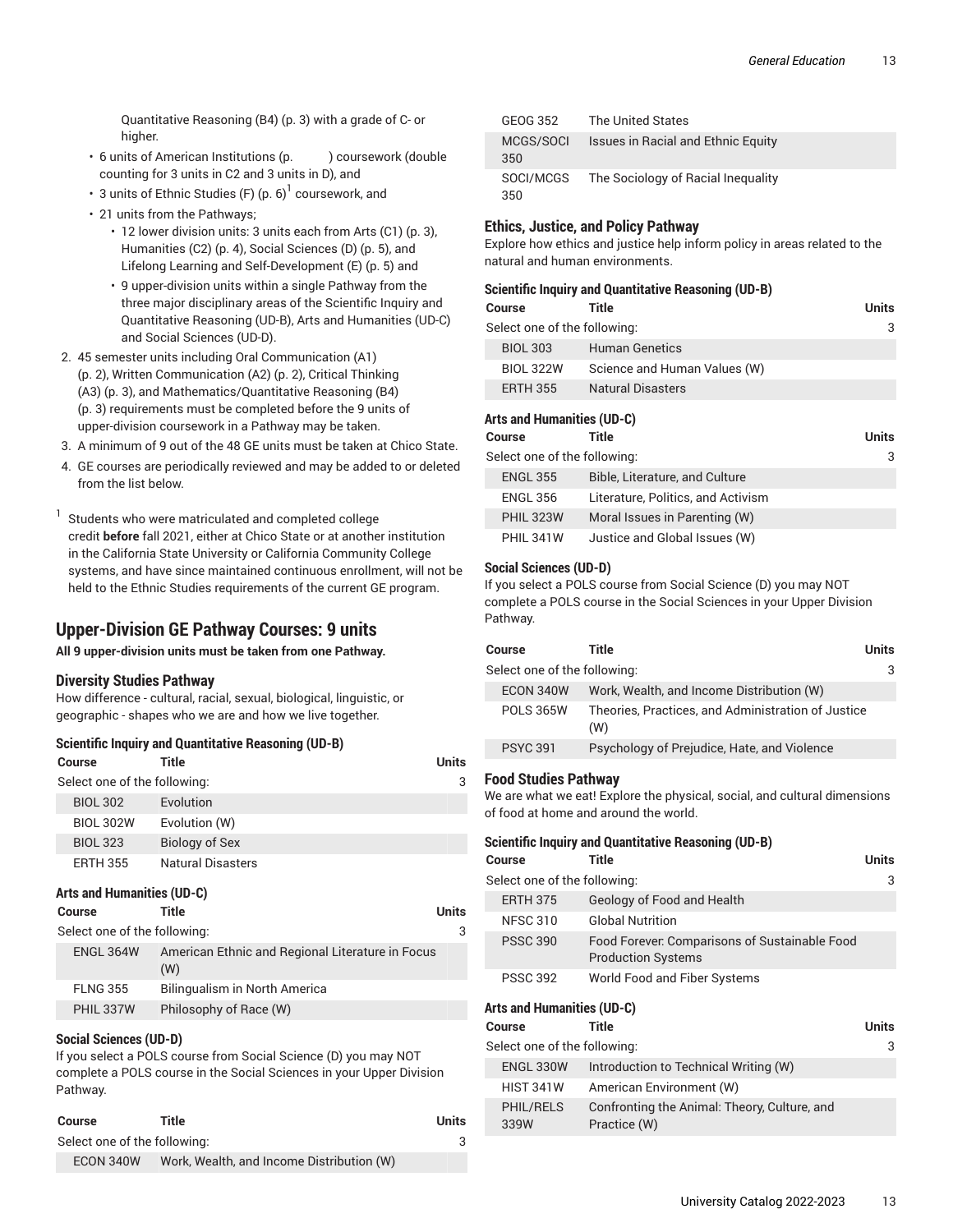Quantitative Reasoning (B4) (p. 3) with a grade of C- or higher.

- 6 units of American Institutions (p. ) coursework (double counting for 3 units in C2 and 3 units in D), and
- 3 units of Ethnic Studies (F) (p. 6)[1] coursework, and
- 21 units from the Pathways;
  - 12 lower division units: 3 units each from Arts (C1) (p. 3), Humanities (C2) (p. 4), Social Sciences (D) (p. 5), and Lifelong Learning and Self-Development (E) (p. 5) and
  - 9 upper-division units within a single Pathway from the three major disciplinary areas of the Scientific Inquiry and Quantitative Reasoning (UD-B), Arts and Humanities (UD-C) and Social Sciences (UD-D).

2. 45 semester units including Oral Communication (A1) (p. 2), Written Communication (A2) (p. 2), Critical Thinking (A3) (p. 3), and Mathematics/Quantitative Reasoning (B4) (p. 3) requirements must be completed before the 9 units of upper-division coursework in a Pathway may be taken.
3. A minimum of 9 out of the 48 GE units must be taken at Chico State.
4. GE courses are periodically reviewed and may be added to or deleted from the list below.

[1] Students who were matriculated and completed college credit **before** fall 2021, either at Chico State or at another institution in the California State University or California Community College systems, and have since maintained continuous enrollment, will not be held to the Ethnic Studies requirements of the current GE program.

## Upper-Division GE Pathway Courses: 9 units

**All 9 upper-division units must be taken from one Pathway.**

### Diversity Studies Pathway

How difference - cultural, racial, sexual, biological, linguistic, or geographic - shapes who we are and how we live together.

#### Scientific Inquiry and Quantitative Reasoning (UD-B)

| Course | Title | Units |
|---|---|---|
| Select one of the following: | | 3 |
| BIOL 302 | Evolution | |
| BIOL 302W | Evolution (W) | |
| BIOL 323 | Biology of Sex | |
| ERTH 355 | Natural Disasters | |

#### Arts and Humanities (UD-C)

| Course | Title | Units |
|---|---|---|
| Select one of the following: | | 3 |
| ENGL 364W | American Ethnic and Regional Literature in Focus (W) | |
| FLNG 355 | Bilingualism in North America | |
| PHIL 337W | Philosophy of Race (W) | |

#### Social Sciences (UD-D)

If you select a POLS course from Social Science (D) you may NOT complete a POLS course in the Social Sciences in your Upper Division Pathway.

| Course | Title | Units |
|---|---|---|
| Select one of the following: | | 3 |
| ECON 340W | Work, Wealth, and Income Distribution (W) | |
| GEOG 352 | The United States | |
| MCGS/SOCI 350 | Issues in Racial and Ethnic Equity | |
| SOCI/MCGS 350 | The Sociology of Racial Inequality | |

### Ethics, Justice, and Policy Pathway

Explore how ethics and justice help inform policy in areas related to the natural and human environments.

#### Scientific Inquiry and Quantitative Reasoning (UD-B)

| Course | Title | Units |
|---|---|---|
| Select one of the following: | | 3 |
| BIOL 303 | Human Genetics | |
| BIOL 322W | Science and Human Values (W) | |
| ERTH 355 | Natural Disasters | |

#### Arts and Humanities (UD-C)

| Course | Title | Units |
|---|---|---|
| Select one of the following: | | 3 |
| ENGL 355 | Bible, Literature, and Culture | |
| ENGL 356 | Literature, Politics, and Activism | |
| PHIL 323W | Moral Issues in Parenting (W) | |
| PHIL 341W | Justice and Global Issues (W) | |

#### Social Sciences (UD-D)

If you select a POLS course from Social Science (D) you may NOT complete a POLS course in the Social Sciences in your Upper Division Pathway.

| Course | Title | Units |
|---|---|---|
| Select one of the following: | | 3 |
| ECON 340W | Work, Wealth, and Income Distribution (W) | |
| POLS 365W | Theories, Practices, and Administration of Justice (W) | |
| PSYC 391 | Psychology of Prejudice, Hate, and Violence | |

### Food Studies Pathway

We are what we eat! Explore the physical, social, and cultural dimensions of food at home and around the world.

#### Scientific Inquiry and Quantitative Reasoning (UD-B)

| Course | Title | Units |
|---|---|---|
| Select one of the following: | | 3 |
| ERTH 375 | Geology of Food and Health | |
| NFSC 310 | Global Nutrition | |
| PSSC 390 | Food Forever: Comparisons of Sustainable Food Production Systems | |
| PSSC 392 | World Food and Fiber Systems | |

#### Arts and Humanities (UD-C)

| Course | Title | Units |
|---|---|---|
| Select one of the following: | | 3 |
| ENGL 330W | Introduction to Technical Writing (W) | |
| HIST 341W | American Environment (W) | |
| PHIL/RELS 339W | Confronting the Animal: Theory, Culture, and Practice (W) | |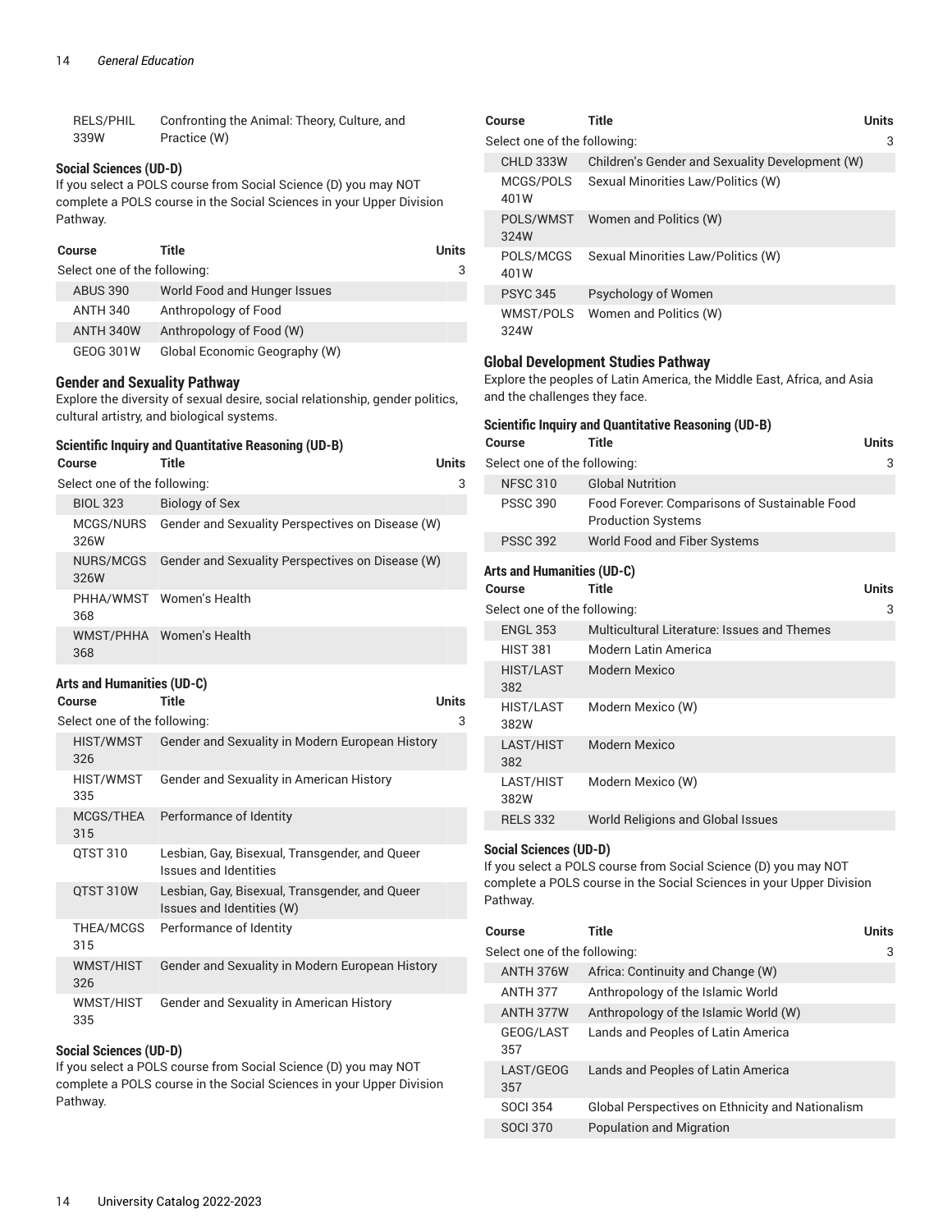| Course | Title | Units |
| --- | --- | --- |
| RELS/PHIL 339W | Confronting the Animal: Theory, Culture, and Practice (W) | |

#### Social Sciences (UD-D)

If you select a POLS course from Social Science (D) you may NOT complete a POLS course in the Social Sciences in your Upper Division Pathway.

| Course | Title | Units |
| --- | --- | --- |
| Select one of the following: | | 3 |
| ABUS 390 | World Food and Hunger Issues | |
| ANTH 340 | Anthropology of Food | |
| ANTH 340W | Anthropology of Food (W) | |
| GEOG 301W | Global Economic Geography (W) | |

### Gender and Sexuality Pathway

Explore the diversity of sexual desire, social relationship, gender politics, cultural artistry, and biological systems.

#### Scientific Inquiry and Quantitative Reasoning (UD-B)

| Course | Title | Units |
| --- | --- | --- |
| Select one of the following: | | 3 |
| BIOL 323 | Biology of Sex | |
| MCGS/NURS 326W | Gender and Sexuality Perspectives on Disease (W) | |
| NURS/MCGS 326W | Gender and Sexuality Perspectives on Disease (W) | |
| PHHA/WMST 368 | Women's Health | |
| WMST/PHHA 368 | Women's Health | |

#### Arts and Humanities (UD-C)

| Course | Title | Units |
| --- | --- | --- |
| Select one of the following: | | 3 |
| HIST/WMST 326 | Gender and Sexuality in Modern European History | |
| HIST/WMST 335 | Gender and Sexuality in American History | |
| MCGS/THEA 315 | Performance of Identity | |
| QTST 310 | Lesbian, Gay, Bisexual, Transgender, and Queer Issues and Identities | |
| QTST 310W | Lesbian, Gay, Bisexual, Transgender, and Queer Issues and Identities (W) | |
| THEA/MCGS 315 | Performance of Identity | |
| WMST/HIST 326 | Gender and Sexuality in Modern European History | |
| WMST/HIST 335 | Gender and Sexuality in American History | |

#### Social Sciences (UD-D)

If you select a POLS course from Social Science (D) you may NOT complete a POLS course in the Social Sciences in your Upper Division Pathway.

| Course | Title | Units |
| --- | --- | --- |
| Select one of the following: | | 3 |
| CHLD 333W | Children's Gender and Sexuality Development (W) | |
| MCGS/POLS 401W | Sexual Minorities Law/Politics (W) | |
| POLS/WMST 324W | Women and Politics (W) | |
| POLS/MCGS 401W | Sexual Minorities Law/Politics (W) | |
| PSYC 345 | Psychology of Women | |
| WMST/POLS 324W | Women and Politics (W) | |

### Global Development Studies Pathway

Explore the peoples of Latin America, the Middle East, Africa, and Asia and the challenges they face.

#### Scientific Inquiry and Quantitative Reasoning (UD-B)

| Course | Title | Units |
| --- | --- | --- |
| Select one of the following: | | 3 |
| NFSC 310 | Global Nutrition | |
| PSSC 390 | Food Forever: Comparisons of Sustainable Food Production Systems | |
| PSSC 392 | World Food and Fiber Systems | |

#### Arts and Humanities (UD-C)

| Course | Title | Units |
| --- | --- | --- |
| Select one of the following: | | 3 |
| ENGL 353 | Multicultural Literature: Issues and Themes | |
| HIST 381 | Modern Latin America | |
| HIST/LAST 382 | Modern Mexico | |
| HIST/LAST 382W | Modern Mexico (W) | |
| LAST/HIST 382 | Modern Mexico | |
| LAST/HIST 382W | Modern Mexico (W) | |
| RELS 332 | World Religions and Global Issues | |

#### Social Sciences (UD-D)

If you select a POLS course from Social Science (D) you may NOT complete a POLS course in the Social Sciences in your Upper Division Pathway.

| Course | Title | Units |
| --- | --- | --- |
| Select one of the following: | | 3 |
| ANTH 376W | Africa: Continuity and Change (W) | |
| ANTH 377 | Anthropology of the Islamic World | |
| ANTH 377W | Anthropology of the Islamic World (W) | |
| GEOG/LAST 357 | Lands and Peoples of Latin America | |
| LAST/GEOG 357 | Lands and Peoples of Latin America | |
| SOCI 354 | Global Perspectives on Ethnicity and Nationalism | |
| SOCI 370 | Population and Migration | |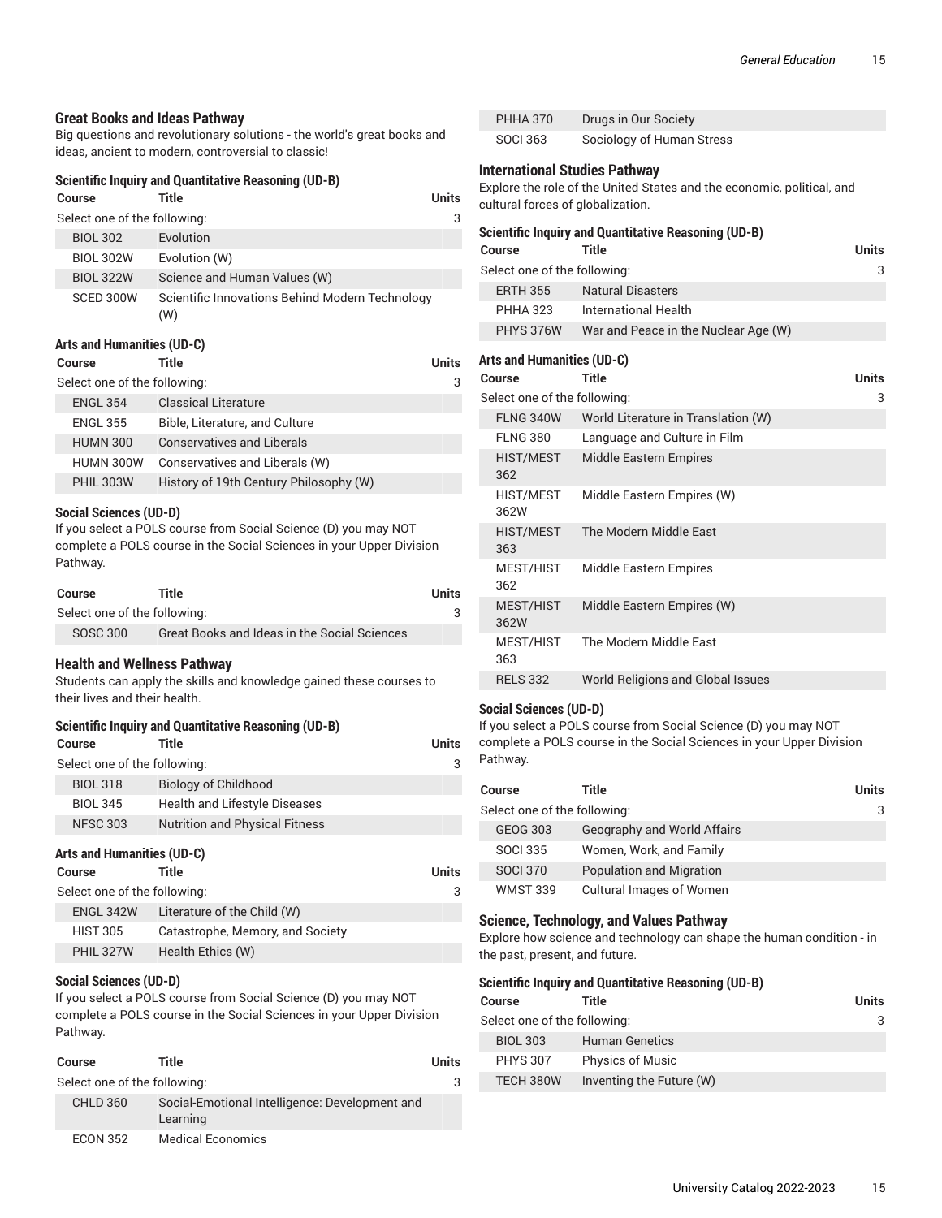## Great Books and Ideas Pathway

Big questions and revolutionary solutions - the world's great books and ideas, ancient to modern, controversial to classic!

### Scientific Inquiry and Quantitative Reasoning (UD-B)

| Course | Title | Units |
| --- | --- | --- |
| Select one of the following: | | 3 |
| BIOL 302 | Evolution | |
| BIOL 302W | Evolution (W) | |
| BIOL 322W | Science and Human Values (W) | |
| SCED 300W | Scientific Innovations Behind Modern Technology (W) | |

### Arts and Humanities (UD-C)

| Course | Title | Units |
| --- | --- | --- |
| Select one of the following: | | 3 |
| ENGL 354 | Classical Literature | |
| ENGL 355 | Bible, Literature, and Culture | |
| HUMN 300 | Conservatives and Liberals | |
| HUMN 300W | Conservatives and Liberals (W) | |
| PHIL 303W | History of 19th Century Philosophy (W) | |

### Social Sciences (UD-D)

If you select a POLS course from Social Science (D) you may NOT complete a POLS course in the Social Sciences in your Upper Division Pathway.

| Course | Title | Units |
| --- | --- | --- |
| Select one of the following: | | 3 |
| SOSC 300 | Great Books and Ideas in the Social Sciences | |

## Health and Wellness Pathway

Students can apply the skills and knowledge gained these courses to their lives and their health.

### Scientific Inquiry and Quantitative Reasoning (UD-B)

| Course | Title | Units |
| --- | --- | --- |
| Select one of the following: | | 3 |
| BIOL 318 | Biology of Childhood | |
| BIOL 345 | Health and Lifestyle Diseases | |
| NFSC 303 | Nutrition and Physical Fitness | |

### Arts and Humanities (UD-C)

| Course | Title | Units |
| --- | --- | --- |
| Select one of the following: | | 3 |
| ENGL 342W | Literature of the Child (W) | |
| HIST 305 | Catastrophe, Memory, and Society | |
| PHIL 327W | Health Ethics (W) | |

### Social Sciences (UD-D)

If you select a POLS course from Social Science (D) you may NOT complete a POLS course in the Social Sciences in your Upper Division Pathway.

| Course | Title | Units |
| --- | --- | --- |
| Select one of the following: | | 3 |
| CHLD 360 | Social-Emotional Intelligence: Development and Learning | |
| ECON 352 | Medical Economics | |
| PHHA 370 | Drugs in Our Society | |
| SOCI 363 | Sociology of Human Stress | |

## International Studies Pathway

Explore the role of the United States and the economic, political, and cultural forces of globalization.

### Scientific Inquiry and Quantitative Reasoning (UD-B)

| Course | Title | Units |
| --- | --- | --- |
| Select one of the following: | | 3 |
| ERTH 355 | Natural Disasters | |
| PHHA 323 | International Health | |
| PHYS 376W | War and Peace in the Nuclear Age (W) | |

### Arts and Humanities (UD-C)

| Course | Title | Units |
| --- | --- | --- |
| Select one of the following: | | 3 |
| FLNG 340W | World Literature in Translation (W) | |
| FLNG 380 | Language and Culture in Film | |
| HIST/MEST 362 | Middle Eastern Empires | |
| HIST/MEST 362W | Middle Eastern Empires (W) | |
| HIST/MEST 363 | The Modern Middle East | |
| MEST/HIST 362 | Middle Eastern Empires | |
| MEST/HIST 362W | Middle Eastern Empires (W) | |
| MEST/HIST 363 | The Modern Middle East | |
| RELS 332 | World Religions and Global Issues | |

### Social Sciences (UD-D)

If you select a POLS course from Social Science (D) you may NOT complete a POLS course in the Social Sciences in your Upper Division Pathway.

| Course | Title | Units |
| --- | --- | --- |
| Select one of the following: | | 3 |
| GEOG 303 | Geography and World Affairs | |
| SOCI 335 | Women, Work, and Family | |
| SOCI 370 | Population and Migration | |
| WMST 339 | Cultural Images of Women | |

## Science, Technology, and Values Pathway

Explore how science and technology can shape the human condition - in the past, present, and future.

### Scientific Inquiry and Quantitative Reasoning (UD-B)

| Course | Title | Units |
| --- | --- | --- |
| Select one of the following: | | 3 |
| BIOL 303 | Human Genetics | |
| PHYS 307 | Physics of Music | |
| TECH 380W | Inventing the Future (W) | |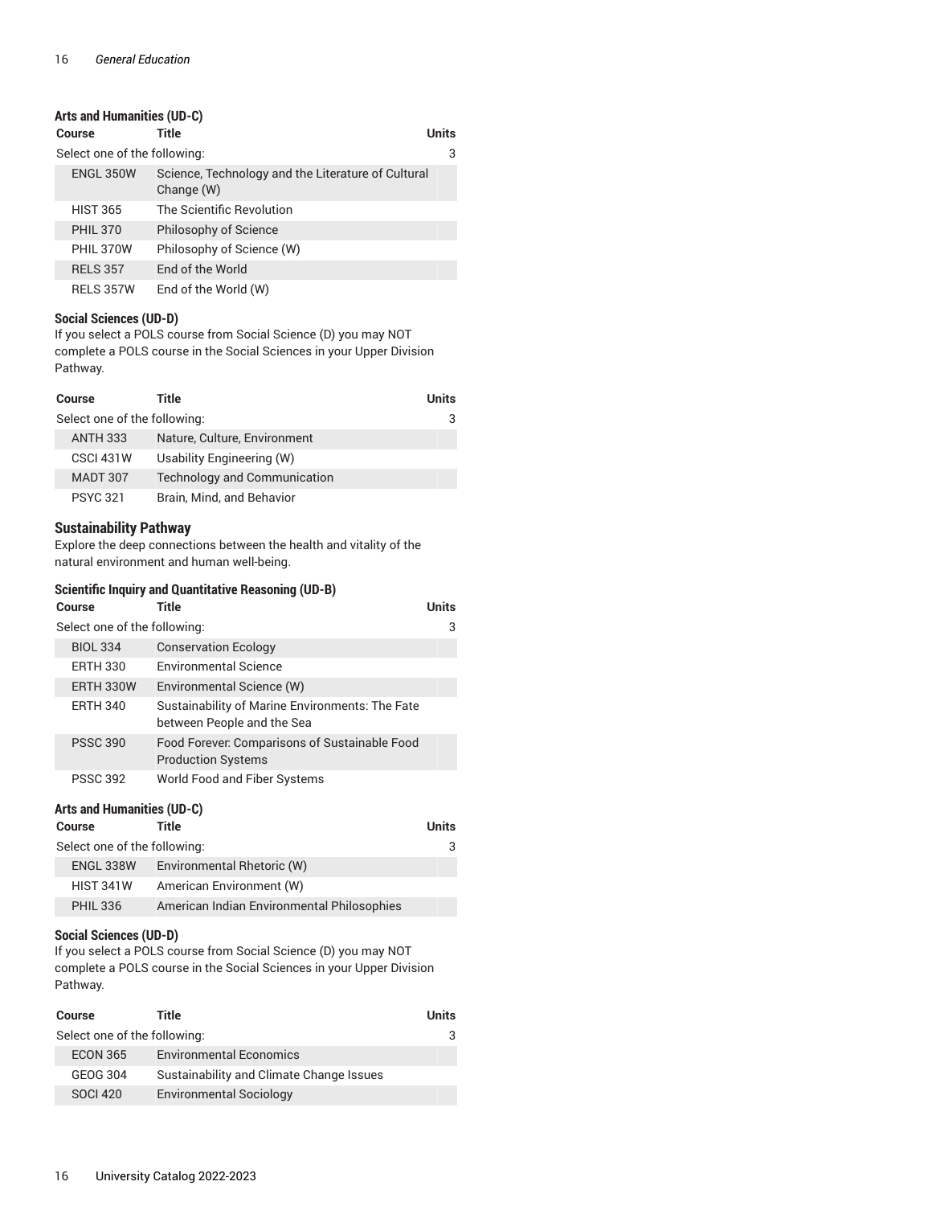#### Arts and Humanities (UD-C)

| Course | Title | Units |
| --- | --- | --- |
| Select one of the following: | | 3 |
| ENGL 350W | Science, Technology and the Literature of Cultural Change (W) | |
| HIST 365 | The Scientific Revolution | |
| PHIL 370 | Philosophy of Science | |
| PHIL 370W | Philosophy of Science (W) | |
| RELS 357 | End of the World | |
| RELS 357W | End of the World (W) | |

#### Social Sciences (UD-D)

If you select a POLS course from Social Science (D) you may NOT complete a POLS course in the Social Sciences in your Upper Division Pathway.

| Course | Title | Units |
| --- | --- | --- |
| Select one of the following: | | 3 |
| ANTH 333 | Nature, Culture, Environment | |
| CSCI 431W | Usability Engineering (W) | |
| MADT 307 | Technology and Communication | |
| PSYC 321 | Brain, Mind, and Behavior | |

### Sustainability Pathway

Explore the deep connections between the health and vitality of the natural environment and human well-being.

#### Scientific Inquiry and Quantitative Reasoning (UD-B)

| Course | Title | Units |
| --- | --- | --- |
| Select one of the following: | | 3 |
| BIOL 334 | Conservation Ecology | |
| ERTH 330 | Environmental Science | |
| ERTH 330W | Environmental Science (W) | |
| ERTH 340 | Sustainability of Marine Environments: The Fate between People and the Sea | |
| PSSC 390 | Food Forever: Comparisons of Sustainable Food Production Systems | |
| PSSC 392 | World Food and Fiber Systems | |

#### Arts and Humanities (UD-C)

| Course | Title | Units |
| --- | --- | --- |
| Select one of the following: | | 3 |
| ENGL 338W | Environmental Rhetoric (W) | |
| HIST 341W | American Environment (W) | |
| PHIL 336 | American Indian Environmental Philosophies | |

#### Social Sciences (UD-D)

If you select a POLS course from Social Science (D) you may NOT complete a POLS course in the Social Sciences in your Upper Division Pathway.

| Course | Title | Units |
| --- | --- | --- |
| Select one of the following: | | 3 |
| ECON 365 | Environmental Economics | |
| GEOG 304 | Sustainability and Climate Change Issues | |
| SOCI 420 | Environmental Sociology | |